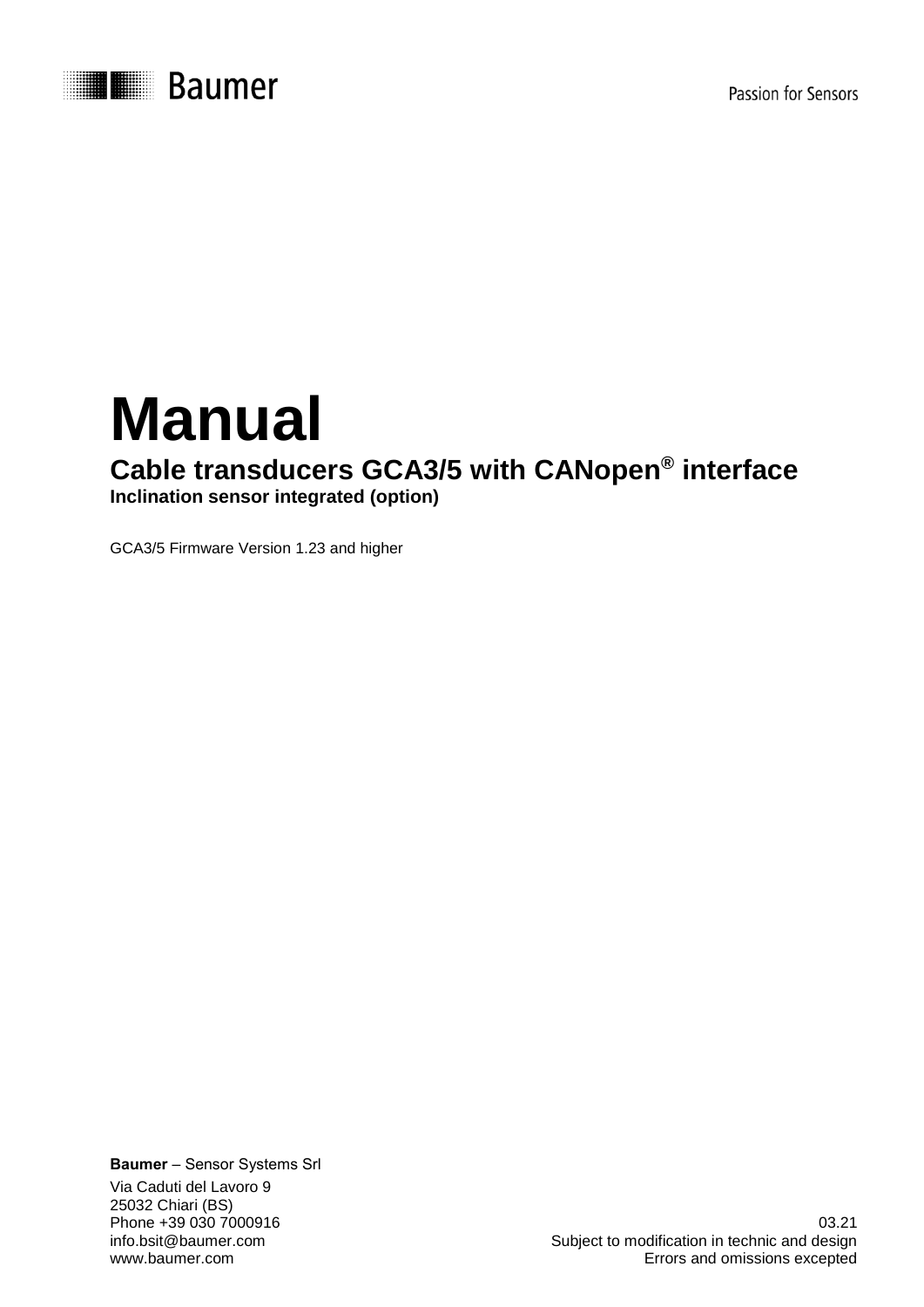Baumer

Passion for Sensors

# Manual

## Cable transducers GCA3/5 with CANopen® interface

**Inclination sensor integrated (option)**

GCA3/5 Firmware Version 1.23 and higher

**Baumer** – Sensor Systems Srl

Via Caduti del Lavoro 9
25032 Chiari (BS)
Phone +39 030 7000916
info.bsit@baumer.com
www.baumer.com

03.21
Subject to modification in technic and design
Errors and omissions excepted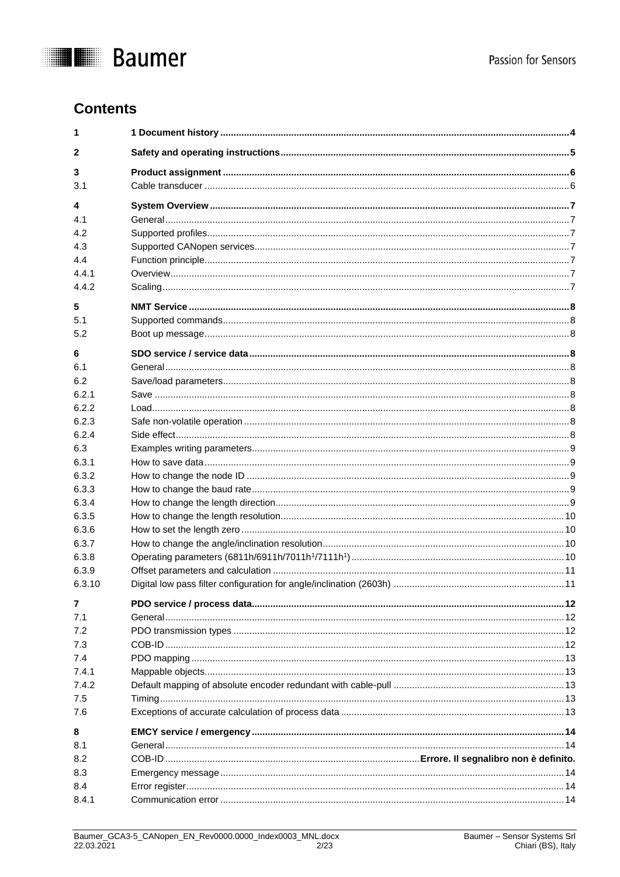# Contents

| | | |
|---|---|---|
| **1** | **1 Document history** | **4** |
| **2** | **Safety and operating instructions** | **5** |
| **3** | **Product assignment** | **6** |
| 3.1 | Cable transducer | 6 |
| **4** | **System Overview** | **7** |
| 4.1 | General | 7 |
| 4.2 | Supported profiles | 7 |
| 4.3 | Supported CANopen services | 7 |
| 4.4 | Function principle | 7 |
| 4.4.1 | Overview | 7 |
| 4.4.2 | Scaling | 7 |
| **5** | **NMT Service** | **8** |
| 5.1 | Supported commands | 8 |
| 5.2 | Boot up message | 8 |
| **6** | **SDO service / service data** | **8** |
| 6.1 | General | 8 |
| 6.2 | Save/load parameters | 8 |
| 6.2.1 | Save | 8 |
| 6.2.2 | Load | 8 |
| 6.2.3 | Safe non-volatile operation | 8 |
| 6.2.4 | Side effect | 8 |
| 6.3 | Examples writing parameters | 9 |
| 6.3.1 | How to save data | 9 |
| 6.3.2 | How to change the node ID | 9 |
| 6.3.3 | How to change the baud rate | 9 |
| 6.3.4 | How to change the length direction | 9 |
| 6.3.5 | How to change the length resolution | 10 |
| 6.3.6 | How to set the length zero | 10 |
| 6.3.7 | How to change the angle/inclination resolution | 10 |
| 6.3.8 | Operating parameters (6811h/6911h/7011h[1]/7111h[1]) | 10 |
| 6.3.9 | Offset parameters and calculation | 11 |
| 6.3.10 | Digital low pass filter configuration for angle/inclination (2603h) | 11 |
| **7** | **PDO service / process data** | **12** |
| 7.1 | General | 12 |
| 7.2 | PDO transmission types | 12 |
| 7.3 | COB-ID | 12 |
| 7.4 | PDO mapping | 13 |
| 7.4.1 | Mappable objects | 13 |
| 7.4.2 | Default mapping of absolute encoder redundant with cable-pull | 13 |
| 7.5 | Timing | 13 |
| 7.6 | Exceptions of accurate calculation of process data | 13 |
| **8** | **EMCY service / emergency** | **14** |
| 8.1 | General | 14 |
| 8.2 | COB-ID | **Errore. Il segnalibro non è definito.** |
| 8.3 | Emergency message | 14 |
| 8.4 | Error register | 14 |
| 8.4.1 | Communication error | 14 |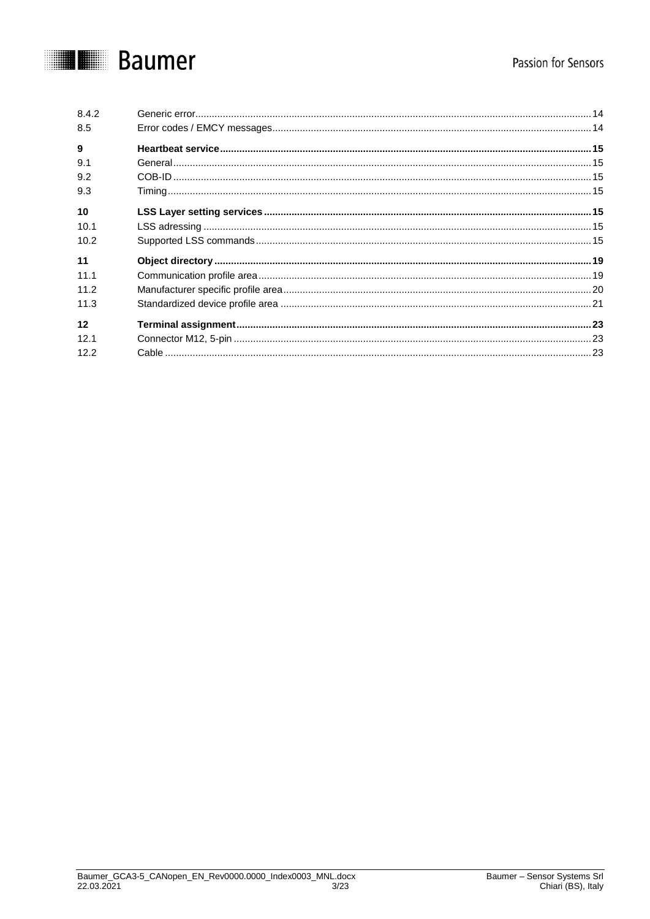| | | |
|---|---|---|
| 8.4.2 | Generic error | 14 |
| 8.5 | Error codes / EMCY messages | 14 |
| **9** | **Heartbeat service** | **15** |
| 9.1 | General | 15 |
| 9.2 | COB-ID | 15 |
| 9.3 | Timing | 15 |
| **10** | **LSS Layer setting services** | **15** |
| 10.1 | LSS adressing | 15 |
| 10.2 | Supported LSS commands | 15 |
| **11** | **Object directory** | **19** |
| 11.1 | Communication profile area | 19 |
| 11.2 | Manufacturer specific profile area | 20 |
| 11.3 | Standardized device profile area | 21 |
| **12** | **Terminal assignment** | **23** |
| 12.1 | Connector M12, 5-pin | 23 |
| 12.2 | Cable | 23 |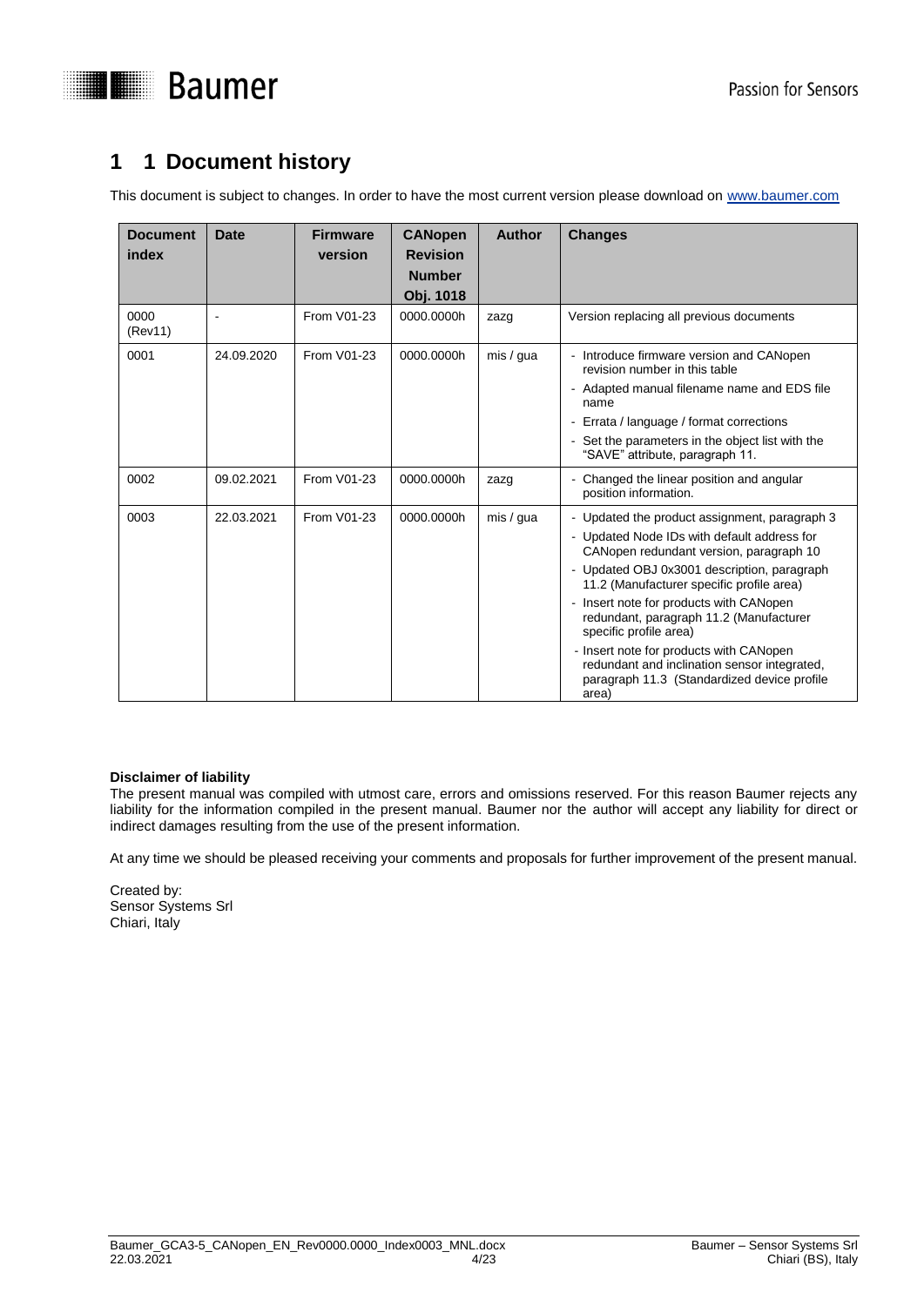# 1 1 Document history

This document is subject to changes. In order to have the most current version please download on www.baumer.com

| Document index | Date | Firmware version | CANopen Revision Number Obj. 1018 | Author | Changes |
|---|---|---|---|---|---|
| 0000 (Rev11) | - | From V01-23 | 0000.0000h | zazg | Version replacing all previous documents |
| 0001 | 24.09.2020 | From V01-23 | 0000.0000h | mis / gua | - Introduce firmware version and CANopen revision number in this table<br>- Adapted manual filename name and EDS file name<br>- Errata / language / format corrections<br>- Set the parameters in the object list with the "SAVE" attribute, paragraph 11. |
| 0002 | 09.02.2021 | From V01-23 | 0000.0000h | zazg | - Changed the linear position and angular position information. |
| 0003 | 22.03.2021 | From V01-23 | 0000.0000h | mis / gua | - Updated the product assignment, paragraph 3<br>- Updated Node IDs with default address for CANopen redundant version, paragraph 10<br>- Updated OBJ 0x3001 description, paragraph 11.2 (Manufacturer specific profile area)<br>- Insert note for products with CANopen redundant, paragraph 11.2 (Manufacturer specific profile area)<br>- Insert note for products with CANopen redundant and inclination sensor integrated, paragraph 11.3 (Standardized device profile area) |

**Disclaimer of liability**
The present manual was compiled with utmost care, errors and omissions reserved. For this reason Baumer rejects any liability for the information compiled in the present manual. Baumer nor the author will accept any liability for direct or indirect damages resulting from the use of the present information.

At any time we should be pleased receiving your comments and proposals for further improvement of the present manual.

Created by:
Sensor Systems Srl
Chiari, Italy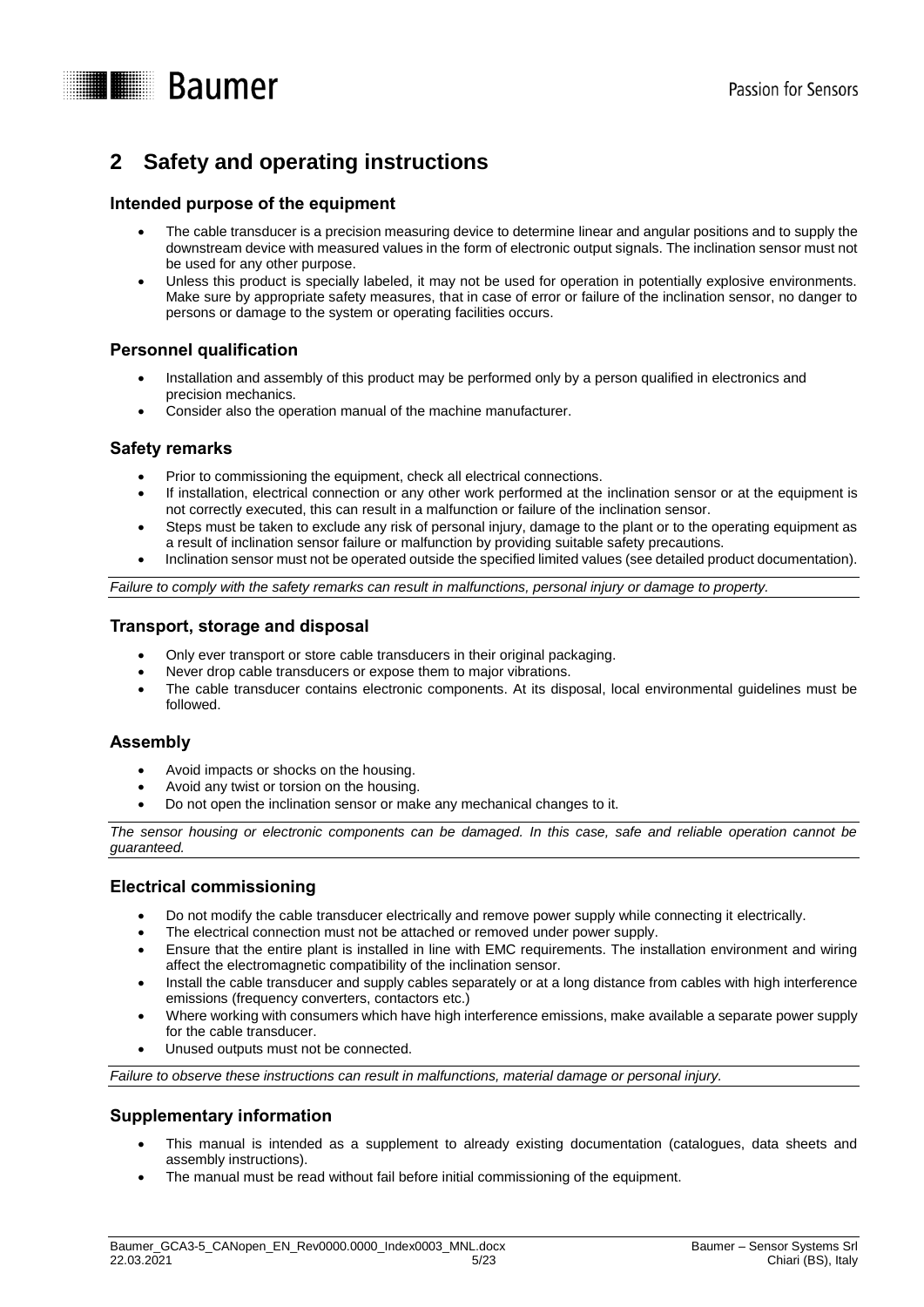## 2 Safety and operating instructions

### Intended purpose of the equipment

- The cable transducer is a precision measuring device to determine linear and angular positions and to supply the downstream device with measured values in the form of electronic output signals. The inclination sensor must not be used for any other purpose.
- Unless this product is specially labeled, it may not be used for operation in potentially explosive environments. Make sure by appropriate safety measures, that in case of error or failure of the inclination sensor, no danger to persons or damage to the system or operating facilities occurs.

### Personnel qualification

- Installation and assembly of this product may be performed only by a person qualified in electronics and precision mechanics.
- Consider also the operation manual of the machine manufacturer.

### Safety remarks

- Prior to commissioning the equipment, check all electrical connections.
- If installation, electrical connection or any other work performed at the inclination sensor or at the equipment is not correctly executed, this can result in a malfunction or failure of the inclination sensor.
- Steps must be taken to exclude any risk of personal injury, damage to the plant or to the operating equipment as a result of inclination sensor failure or malfunction by providing suitable safety precautions.
- Inclination sensor must not be operated outside the specified limited values (see detailed product documentation).

*Failure to comply with the safety remarks can result in malfunctions, personal injury or damage to property.*

### Transport, storage and disposal

- Only ever transport or store cable transducers in their original packaging.
- Never drop cable transducers or expose them to major vibrations.
- The cable transducer contains electronic components. At its disposal, local environmental guidelines must be followed.

### Assembly

- Avoid impacts or shocks on the housing.
- Avoid any twist or torsion on the housing.
- Do not open the inclination sensor or make any mechanical changes to it.

*The sensor housing or electronic components can be damaged. In this case, safe and reliable operation cannot be guaranteed.*

### Electrical commissioning

- Do not modify the cable transducer electrically and remove power supply while connecting it electrically.
- The electrical connection must not be attached or removed under power supply.
- Ensure that the entire plant is installed in line with EMC requirements. The installation environment and wiring affect the electromagnetic compatibility of the inclination sensor.
- Install the cable transducer and supply cables separately or at a long distance from cables with high interference emissions (frequency converters, contactors etc.)
- Where working with consumers which have high interference emissions, make available a separate power supply for the cable transducer.
- Unused outputs must not be connected.

*Failure to observe these instructions can result in malfunctions, material damage or personal injury.*

### Supplementary information

- This manual is intended as a supplement to already existing documentation (catalogues, data sheets and assembly instructions).
- The manual must be read without fail before initial commissioning of the equipment.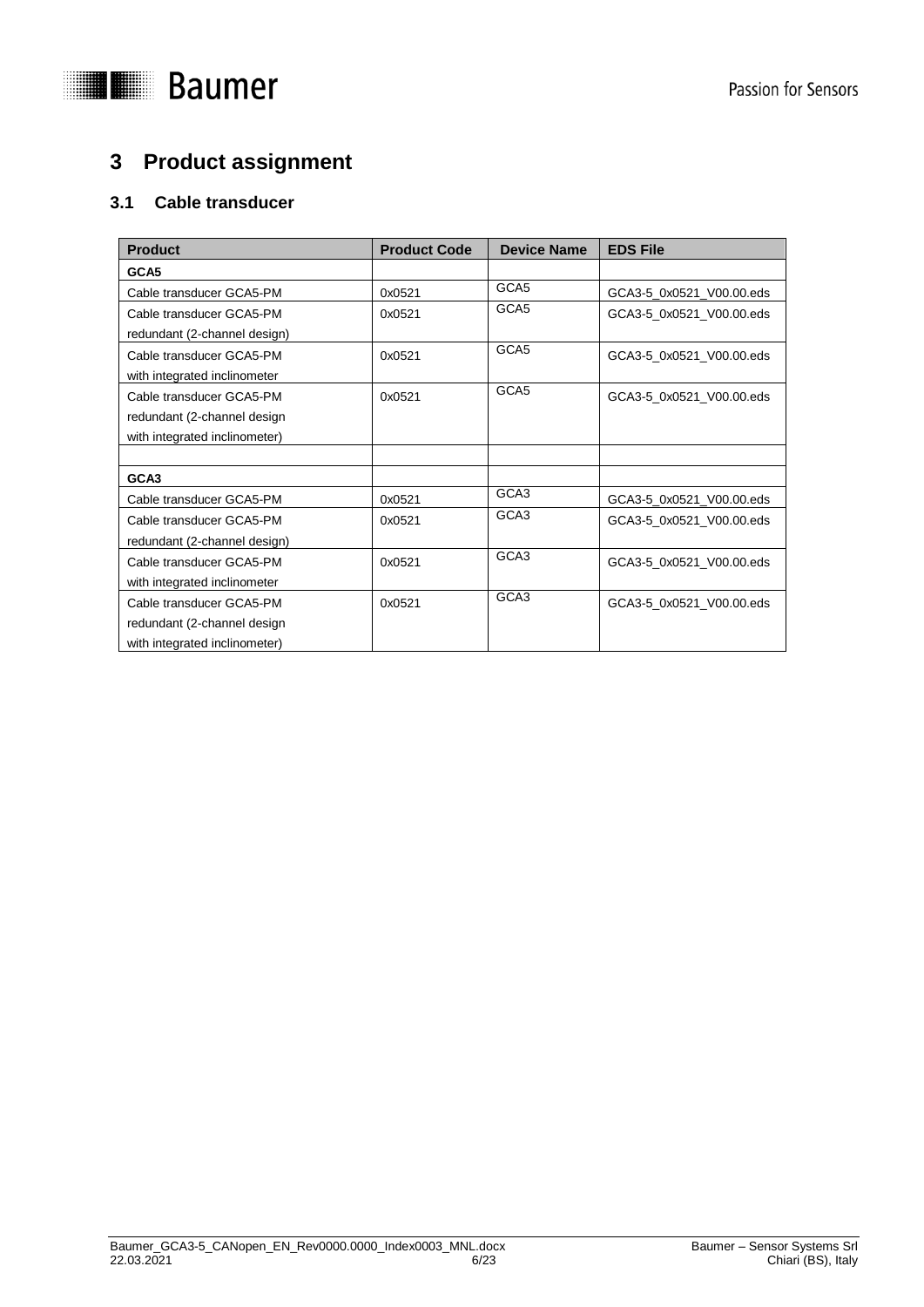# 3 Product assignment

## 3.1 Cable transducer

| Product | Product Code | Device Name | EDS File |
|---|---|---|---|
| **GCA5** | | | |
| Cable transducer GCA5-PM | 0x0521 | GCA5 | GCA3-5_0x0521_V00.00.eds |
| Cable transducer GCA5-PM redundant (2-channel design) | 0x0521 | GCA5 | GCA3-5_0x0521_V00.00.eds |
| Cable transducer GCA5-PM with integrated inclinometer | 0x0521 | GCA5 | GCA3-5_0x0521_V00.00.eds |
| Cable transducer GCA5-PM redundant (2-channel design with integrated inclinometer) | 0x0521 | GCA5 | GCA3-5_0x0521_V00.00.eds |
| | | | |
| **GCA3** | | | |
| Cable transducer GCA5-PM | 0x0521 | GCA3 | GCA3-5_0x0521_V00.00.eds |
| Cable transducer GCA5-PM redundant (2-channel design) | 0x0521 | GCA3 | GCA3-5_0x0521_V00.00.eds |
| Cable transducer GCA5-PM with integrated inclinometer | 0x0521 | GCA3 | GCA3-5_0x0521_V00.00.eds |
| Cable transducer GCA5-PM redundant (2-channel design with integrated inclinometer) | 0x0521 | GCA3 | GCA3-5_0x0521_V00.00.eds |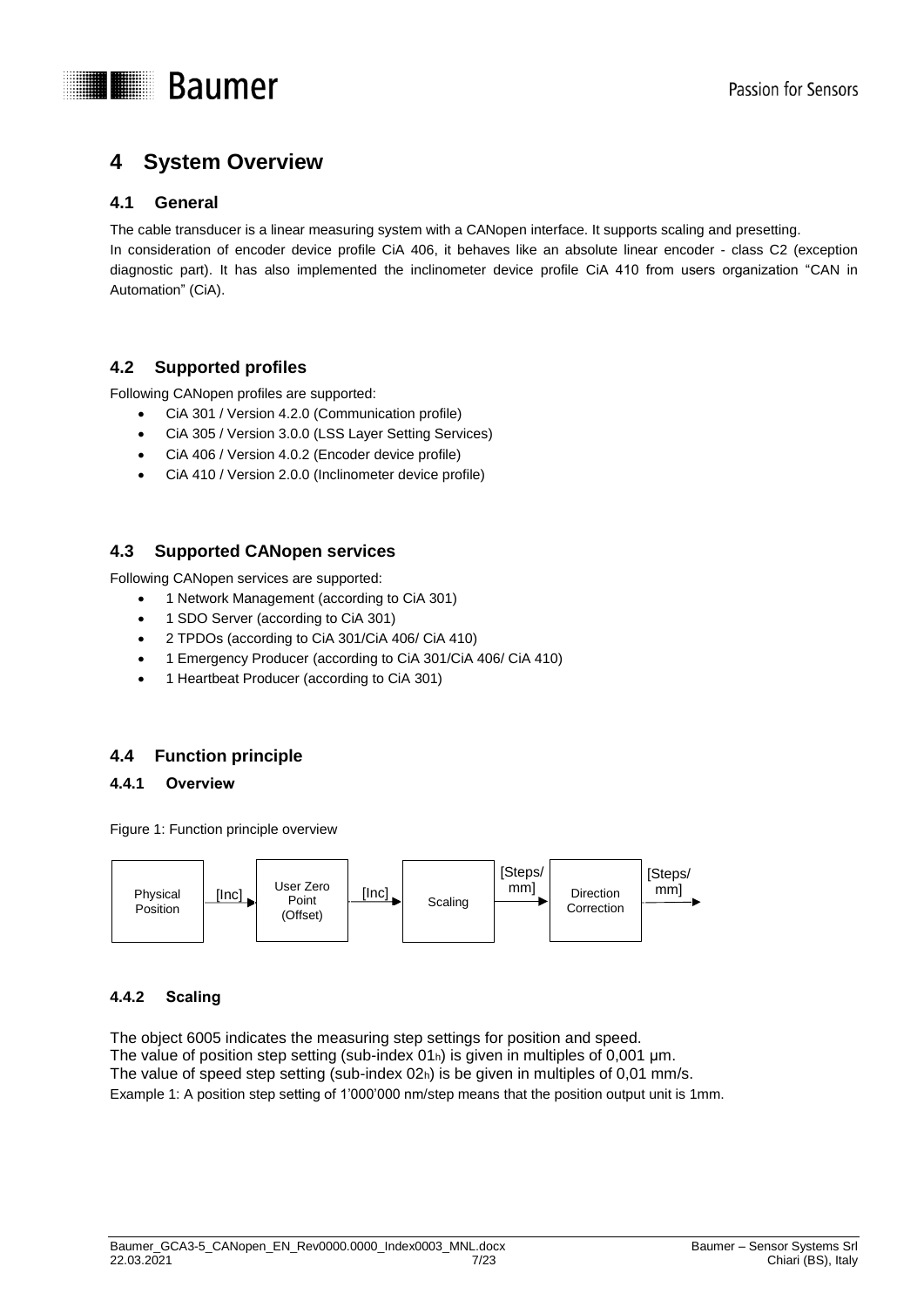# 4 System Overview

## 4.1 General

The cable transducer is a linear measuring system with a CANopen interface. It supports scaling and presetting.
In consideration of encoder device profile CiA 406, it behaves like an absolute linear encoder - class C2 (exception diagnostic part). It has also implemented the inclinometer device profile CiA 410 from users organization "CAN in Automation" (CiA).

## 4.2 Supported profiles

Following CANopen profiles are supported:

- CiA 301 / Version 4.2.0 (Communication profile)
- CiA 305 / Version 3.0.0 (LSS Layer Setting Services)
- CiA 406 / Version 4.0.2 (Encoder device profile)
- CiA 410 / Version 2.0.0 (Inclinometer device profile)

## 4.3 Supported CANopen services

Following CANopen services are supported:

- 1 Network Management (according to CiA 301)
- 1 SDO Server (according to CiA 301)
- 2 TPDOs (according to CiA 301/CiA 406/ CiA 410)
- 1 Emergency Producer (according to CiA 301/CiA 406/ CiA 410)
- 1 Heartbeat Producer (according to CiA 301)

## 4.4 Function principle

### 4.4.1 Overview

Figure 1: Function principle overview

Physical Position → [Inc] → User Zero Point (Offset) → [Inc] → Scaling → [Steps/mm] → Direction Correction → [Steps/mm]

### 4.4.2 Scaling

The object 6005 indicates the measuring step settings for position and speed.
The value of position step setting (sub-index $01_h$) is given in multiples of 0,001 µm.
The value of speed step setting (sub-index $02_h$) is be given in multiples of 0,01 mm/s.
Example 1: A position step setting of 1'000'000 nm/step means that the position output unit is 1mm.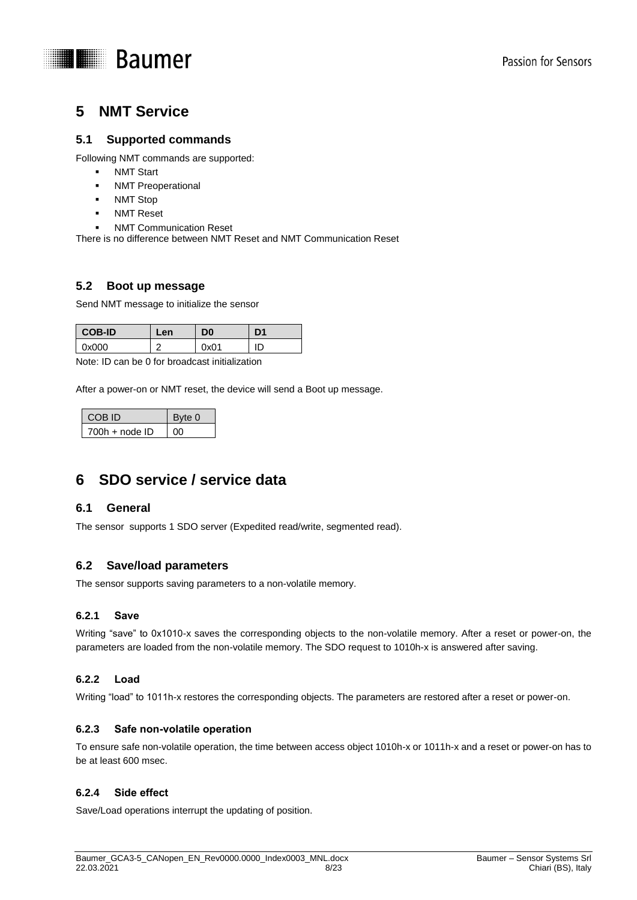# 5 NMT Service

## 5.1 Supported commands

Following NMT commands are supported:

- NMT Start
- NMT Preoperational
- NMT Stop
- NMT Reset
- NMT Communication Reset

There is no difference between NMT Reset and NMT Communication Reset

## 5.2 Boot up message

Send NMT message to initialize the sensor

| COB-ID | Len | D0 | D1 |
|---|---|---|---|
| 0x000 | 2 | 0x01 | ID |

Note: ID can be 0 for broadcast initialization

After a power-on or NMT reset, the device will send a Boot up message.

| COB ID | Byte 0 |
|---|---|
| 700h + node ID | 00 |

# 6 SDO service / service data

## 6.1 General

The sensor supports 1 SDO server (Expedited read/write, segmented read).

## 6.2 Save/load parameters

The sensor supports saving parameters to a non-volatile memory.

### 6.2.1 Save

Writing "save" to 0x1010-x saves the corresponding objects to the non-volatile memory. After a reset or power-on, the parameters are loaded from the non-volatile memory. The SDO request to 1010h-x is answered after saving.

### 6.2.2 Load

Writing "load" to 1011h-x restores the corresponding objects. The parameters are restored after a reset or power-on.

### 6.2.3 Safe non-volatile operation

To ensure safe non-volatile operation, the time between access object 1010h-x or 1011h-x and a reset or power-on has to be at least 600 msec.

### 6.2.4 Side effect

Save/Load operations interrupt the updating of position.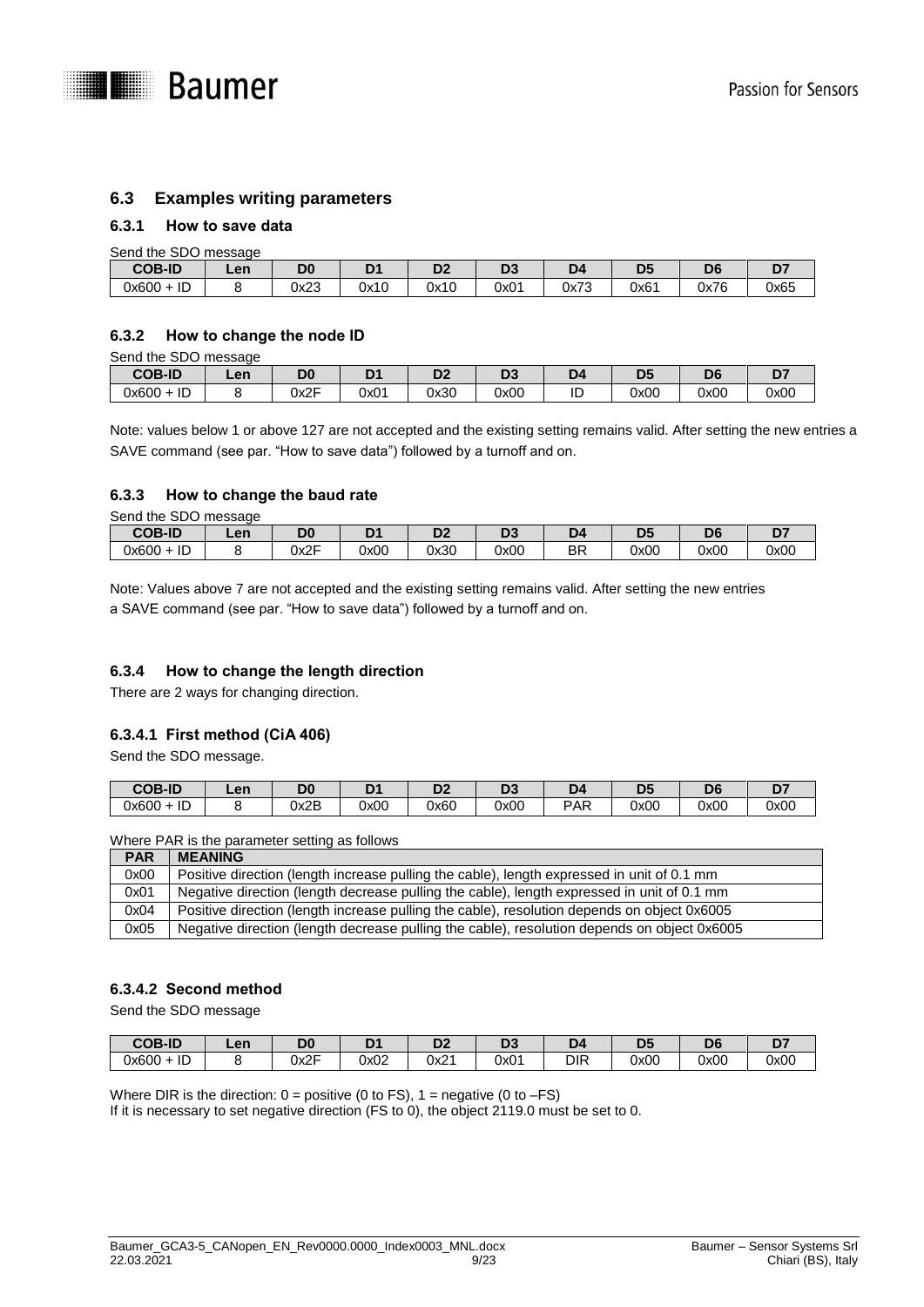## 6.3 Examples writing parameters

### 6.3.1 How to save data

Send the SDO message

| COB-ID | Len | D0 | D1 | D2 | D3 | D4 | D5 | D6 | D7 |
|---|---|---|---|---|---|---|---|---|---|
| 0x600 + ID | 8 | 0x23 | 0x10 | 0x10 | 0x01 | 0x73 | 0x61 | 0x76 | 0x65 |

### 6.3.2 How to change the node ID

Send the SDO message

| COB-ID | Len | D0 | D1 | D2 | D3 | D4 | D5 | D6 | D7 |
|---|---|---|---|---|---|---|---|---|---|
| 0x600 + ID | 8 | 0x2F | 0x01 | 0x30 | 0x00 | ID | 0x00 | 0x00 | 0x00 |

Note: values below 1 or above 127 are not accepted and the existing setting remains valid. After setting the new entries a SAVE command (see par. "How to save data") followed by a turnoff and on.

### 6.3.3 How to change the baud rate

Send the SDO message

| COB-ID | Len | D0 | D1 | D2 | D3 | D4 | D5 | D6 | D7 |
|---|---|---|---|---|---|---|---|---|---|
| 0x600 + ID | 8 | 0x2F | 0x00 | 0x30 | 0x00 | BR | 0x00 | 0x00 | 0x00 |

Note: Values above 7 are not accepted and the existing setting remains valid. After setting the new entries a SAVE command (see par. "How to save data") followed by a turnoff and on.

### 6.3.4 How to change the length direction

There are 2 ways for changing direction.

#### 6.3.4.1 First method (CiA 406)

Send the SDO message.

| COB-ID | Len | D0 | D1 | D2 | D3 | D4 | D5 | D6 | D7 |
|---|---|---|---|---|---|---|---|---|---|
| 0x600 + ID | 8 | 0x2B | 0x00 | 0x60 | 0x00 | PAR | 0x00 | 0x00 | 0x00 |

Where PAR is the parameter setting as follows

| PAR | MEANING |
|---|---|
| 0x00 | Positive direction (length increase pulling the cable), length expressed in unit of 0.1 mm |
| 0x01 | Negative direction (length decrease pulling the cable), length expressed in unit of 0.1 mm |
| 0x04 | Positive direction (length increase pulling the cable), resolution depends on object 0x6005 |
| 0x05 | Negative direction (length decrease pulling the cable), resolution depends on object 0x6005 |

#### 6.3.4.2 Second method

Send the SDO message

| COB-ID | Len | D0 | D1 | D2 | D3 | D4 | D5 | D6 | D7 |
|---|---|---|---|---|---|---|---|---|---|
| 0x600 + ID | 8 | 0x2F | 0x02 | 0x21 | 0x01 | DIR | 0x00 | 0x00 | 0x00 |

Where DIR is the direction: 0 = positive (0 to FS), 1 = negative (0 to –FS)

If it is necessary to set negative direction (FS to 0), the object 2119.0 must be set to 0.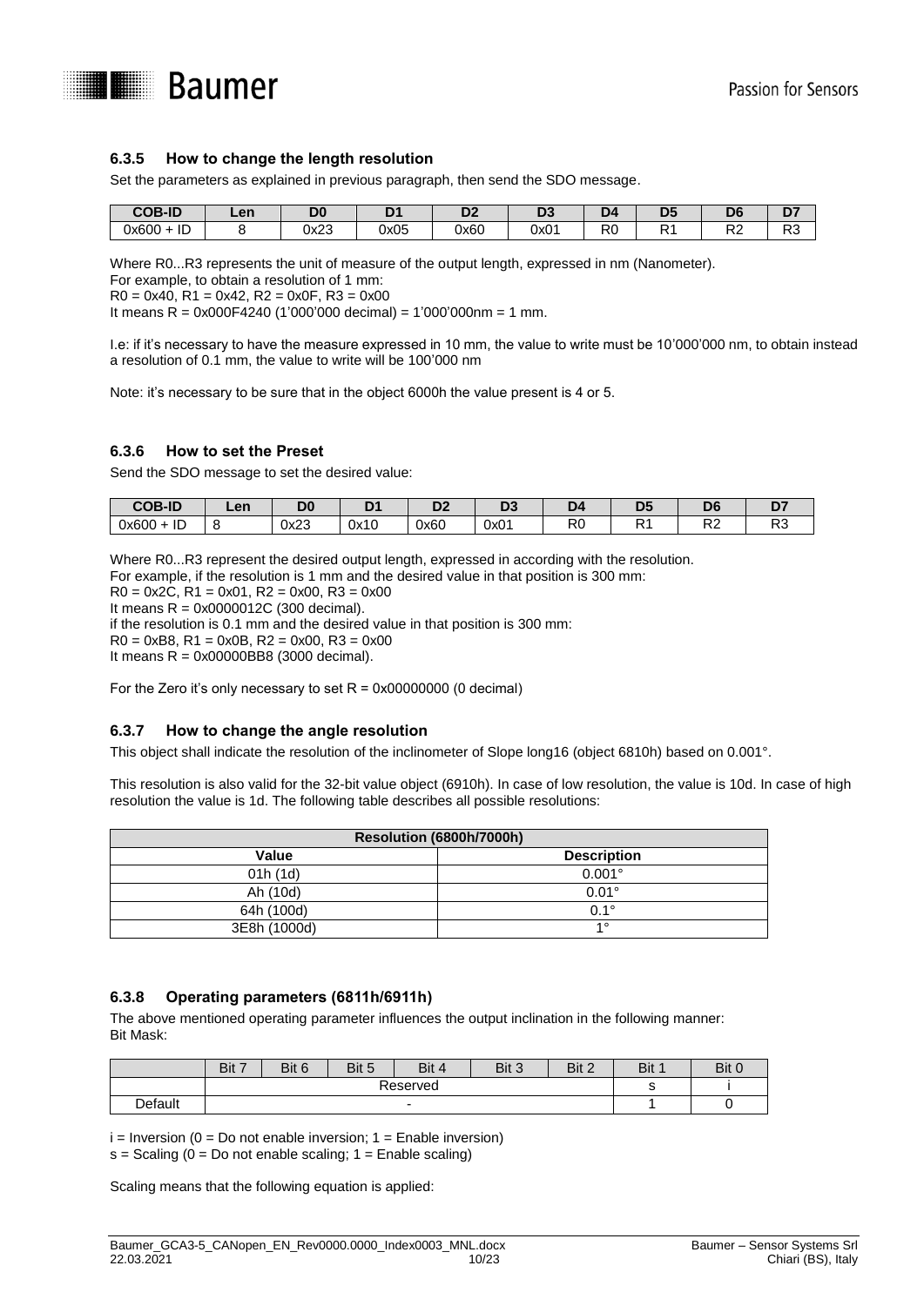### 6.3.5 How to change the length resolution

Set the parameters as explained in previous paragraph, then send the SDO message.

| COB-ID | Len | D0 | D1 | D2 | D3 | D4 | D5 | D6 | D7 |
|---|---|---|---|---|---|---|---|---|---|
| 0x600 + ID | 8 | 0x23 | 0x05 | 0x60 | 0x01 | R0 | R1 | R2 | R3 |

Where R0...R3 represents the unit of measure of the output length, expressed in nm (Nanometer).
For example, to obtain a resolution of 1 mm:
R0 = 0x40, R1 = 0x42, R2 = 0x0F, R3 = 0x00
It means R = 0x000F4240 (1'000'000 decimal) = 1'000'000nm = 1 mm.

I.e: if it's necessary to have the measure expressed in 10 mm, the value to write must be 10'000'000 nm, to obtain instead a resolution of 0.1 mm, the value to write will be 100'000 nm

Note: it's necessary to be sure that in the object 6000h the value present is 4 or 5.

### 6.3.6 How to set the Preset

Send the SDO message to set the desired value:

| COB-ID | Len | D0 | D1 | D2 | D3 | D4 | D5 | D6 | D7 |
|---|---|---|---|---|---|---|---|---|---|
| 0x600 + ID | 8 | 0x23 | 0x10 | 0x60 | 0x01 | R0 | R1 | R2 | R3 |

Where R0...R3 represent the desired output length, expressed in according with the resolution.
For example, if the resolution is 1 mm and the desired value in that position is 300 mm:
R0 = 0x2C, R1 = 0x01, R2 = 0x00, R3 = 0x00
It means R = 0x0000012C (300 decimal).
if the resolution is 0.1 mm and the desired value in that position is 300 mm:
R0 = 0xB8, R1 = 0x0B, R2 = 0x00, R3 = 0x00
It means R = 0x00000BB8 (3000 decimal).

For the Zero it's only necessary to set R = 0x00000000 (0 decimal)

### 6.3.7 How to change the angle resolution

This object shall indicate the resolution of the inclinometer of Slope long16 (object 6810h) based on 0.001°.

This resolution is also valid for the 32-bit value object (6910h). In case of low resolution, the value is 10d. In case of high resolution the value is 1d. The following table describes all possible resolutions:

| Resolution (6800h/7000h) | |
|---|---|
| **Value** | **Description** |
| 01h (1d) | 0.001° |
| Ah (10d) | 0.01° |
| 64h (100d) | 0.1° |
| 3E8h (1000d) | 1° |

### 6.3.8 Operating parameters (6811h/6911h)

The above mentioned operating parameter influences the output inclination in the following manner:
Bit Mask:

| | Bit 7 | Bit 6 | Bit 5 | Bit 4 | Bit 3 | Bit 2 | Bit 1 | Bit 0 |
|---|---|---|---|---|---|---|---|---|
| | Reserved | | | | | | s | i |
| Default | - | | | | | | 1 | 0 |

i = Inversion (0 = Do not enable inversion; 1 = Enable inversion)
s = Scaling (0 = Do not enable scaling; 1 = Enable scaling)

Scaling means that the following equation is applied: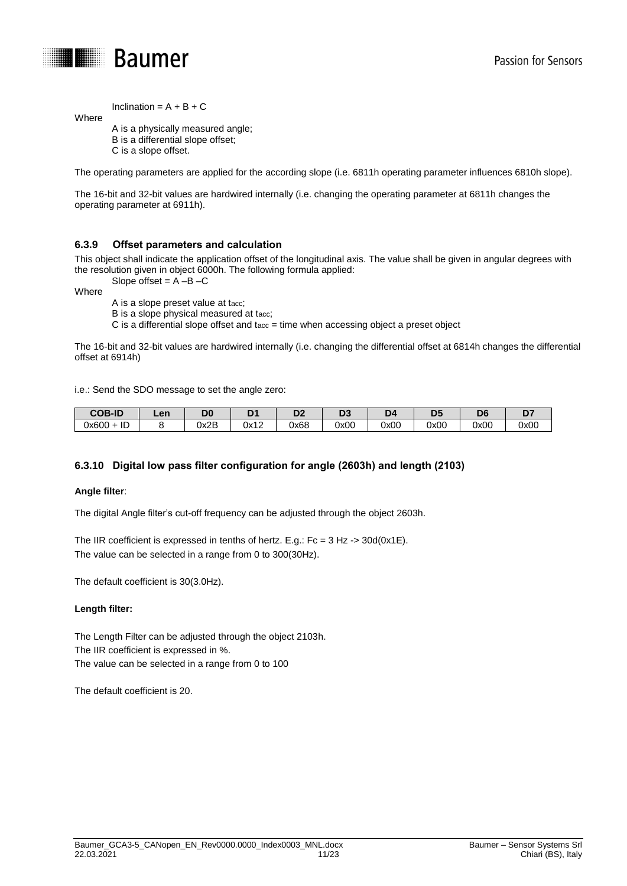Inclination = A + B + C

Where

A is a physically measured angle;
B is a differential slope offset;
C is a slope offset.

The operating parameters are applied for the according slope (i.e. 6811h operating parameter influences 6810h slope).

The 16-bit and 32-bit values are hardwired internally (i.e. changing the operating parameter at 6811h changes the operating parameter at 6911h).

### 6.3.9 Offset parameters and calculation

This object shall indicate the application offset of the longitudinal axis. The value shall be given in angular degrees with the resolution given in object 6000h. The following formula applied:

Slope offset = A –B –C

Where

A is a slope preset value at $t_{acc}$;
B is a slope physical measured at $t_{acc}$;
C is a differential slope offset and $t_{acc}$ = time when accessing object a preset object

The 16-bit and 32-bit values are hardwired internally (i.e. changing the differential offset at 6814h changes the differential offset at 6914h)

i.e.: Send the SDO message to set the angle zero:

| COB-ID | Len | D0 | D1 | D2 | D3 | D4 | D5 | D6 | D7 |
|---|---|---|---|---|---|---|---|---|---|
| 0x600 + ID | 8 | 0x2B | 0x12 | 0x68 | 0x00 | 0x00 | 0x00 | 0x00 | 0x00 |

### 6.3.10 Digital low pass filter configuration for angle (2603h) and length (2103)

**Angle filter**:

The digital Angle filter's cut-off frequency can be adjusted through the object 2603h.

The IIR coefficient is expressed in tenths of hertz. E.g.: Fc = 3 Hz -> 30d(0x1E).
The value can be selected in a range from 0 to 300(30Hz).

The default coefficient is 30(3.0Hz).

**Length filter:**

The Length Filter can be adjusted through the object 2103h.
The IIR coefficient is expressed in %.
The value can be selected in a range from 0 to 100

The default coefficient is 20.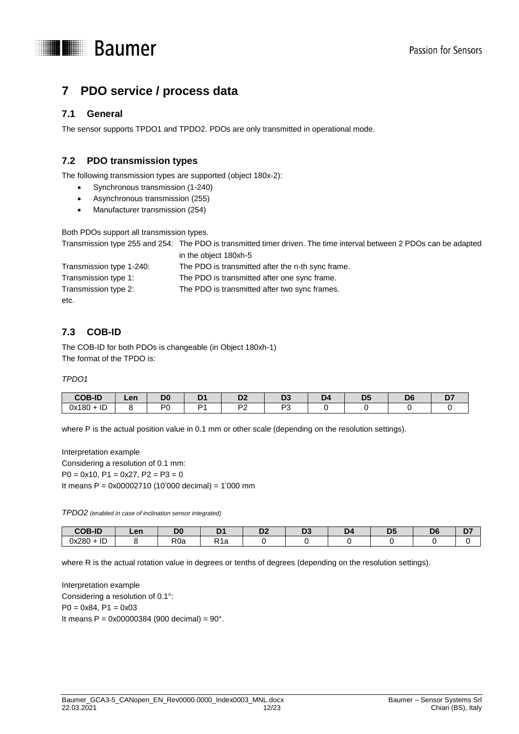# 7 PDO service / process data

## 7.1 General

The sensor supports TPDO1 and TPDO2. PDOs are only transmitted in operational mode.

## 7.2 PDO transmission types

The following transmission types are supported (object 180x-2):

- Synchronous transmission (1-240)
- Asynchronous transmission (255)
- Manufacturer transmission (254)

Both PDOs support all transmission types.

Transmission type 255 and 254: The PDO is transmitted timer driven. The time interval between 2 PDOs can be adapted in the object 180xh-5

Transmission type 1-240: The PDO is transmitted after the n-th sync frame.

Transmission type 1: The PDO is transmitted after one sync frame.

Transmission type 2: The PDO is transmitted after two sync frames.

etc.

## 7.3 COB-ID

The COB-ID for both PDOs is changeable (in Object 180xh-1)
The format of the TPDO is:

*TPDO1*

| COB-ID | Len | D0 | D1 | D2 | D3 | D4 | D5 | D6 | D7 |
|---|---|---|---|---|---|---|---|---|---|
| 0x180 + ID | 8 | P0 | P1 | P2 | P3 | 0 | 0 | 0 | 0 |

where P is the actual position value in 0.1 mm or other scale (depending on the resolution settings).

Interpretation example
Considering a resolution of 0.1 mm:
P0 = 0x10, P1 = 0x27, P2 = P3 = 0
It means P = 0x00002710 (10'000 decimal) = 1'000 mm

*TPDO2 (enabled in case of inclination sensor integrated)*

| COB-ID | Len | D0 | D1 | D2 | D3 | D4 | D5 | D6 | D7 |
|---|---|---|---|---|---|---|---|---|---|
| 0x280 + ID | 8 | R0a | R1a | 0 | 0 | 0 | 0 | 0 | 0 |

where R is the actual rotation value in degrees or tenths of degrees (depending on the resolution settings).

Interpretation example
Considering a resolution of 0.1°:
P0 = 0x84, P1 = 0x03
It means P = 0x00000384 (900 decimal) = 90°.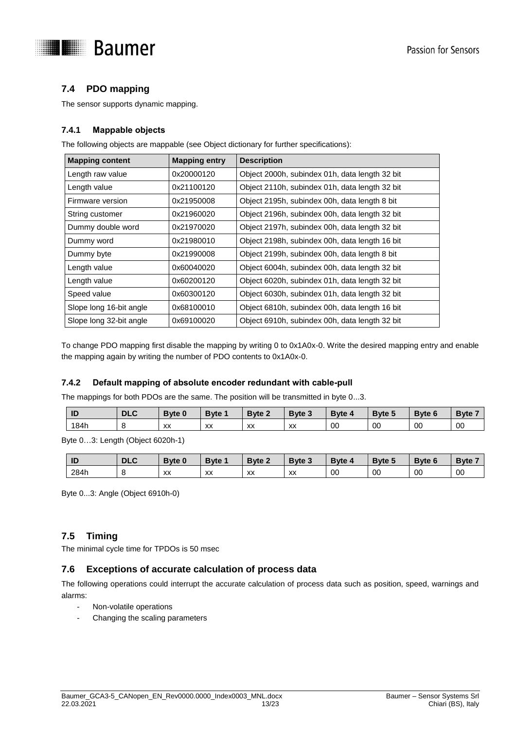## 7.4 PDO mapping

The sensor supports dynamic mapping.

### 7.4.1 Mappable objects

The following objects are mappable (see Object dictionary for further specifications):

| Mapping content | Mapping entry | Description |
|---|---|---|
| Length raw value | 0x20000120 | Object 2000h, subindex 01h, data length 32 bit |
| Length value | 0x21100120 | Object 2110h, subindex 01h, data length 32 bit |
| Firmware version | 0x21950008 | Object 2195h, subindex 00h, data length 8 bit |
| String customer | 0x21960020 | Object 2196h, subindex 00h, data length 32 bit |
| Dummy double word | 0x21970020 | Object 2197h, subindex 00h, data length 32 bit |
| Dummy word | 0x21980010 | Object 2198h, subindex 00h, data length 16 bit |
| Dummy byte | 0x21990008 | Object 2199h, subindex 00h, data length 8 bit |
| Length value | 0x60040020 | Object 6004h, subindex 00h, data length 32 bit |
| Length value | 0x60200120 | Object 6020h, subindex 01h, data length 32 bit |
| Speed value | 0x60300120 | Object 6030h, subindex 01h, data length 32 bit |
| Slope long 16-bit angle | 0x68100010 | Object 6810h, subindex 00h, data length 16 bit |
| Slope long 32-bit angle | 0x69100020 | Object 6910h, subindex 00h, data length 32 bit |

To change PDO mapping first disable the mapping by writing 0 to 0x1A0x-0. Write the desired mapping entry and enable the mapping again by writing the number of PDO contents to 0x1A0x-0.

### 7.4.2 Default mapping of absolute encoder redundant with cable-pull

The mappings for both PDOs are the same. The position will be transmitted in byte 0...3.

| ID | DLC | Byte 0 | Byte 1 | Byte 2 | Byte 3 | Byte 4 | Byte 5 | Byte 6 | Byte 7 |
|---|---|---|---|---|---|---|---|---|---|
| 184h | 8 | xx | xx | xx | xx | 00 | 00 | 00 | 00 |

Byte 0…3: Length (Object 6020h-1)

| ID | DLC | Byte 0 | Byte 1 | Byte 2 | Byte 3 | Byte 4 | Byte 5 | Byte 6 | Byte 7 |
|---|---|---|---|---|---|---|---|---|---|
| 284h | 8 | xx | xx | xx | xx | 00 | 00 | 00 | 00 |

Byte 0...3: Angle (Object 6910h-0)

## 7.5 Timing

The minimal cycle time for TPDOs is 50 msec

## 7.6 Exceptions of accurate calculation of process data

The following operations could interrupt the accurate calculation of process data such as position, speed, warnings and alarms:

- Non-volatile operations
- Changing the scaling parameters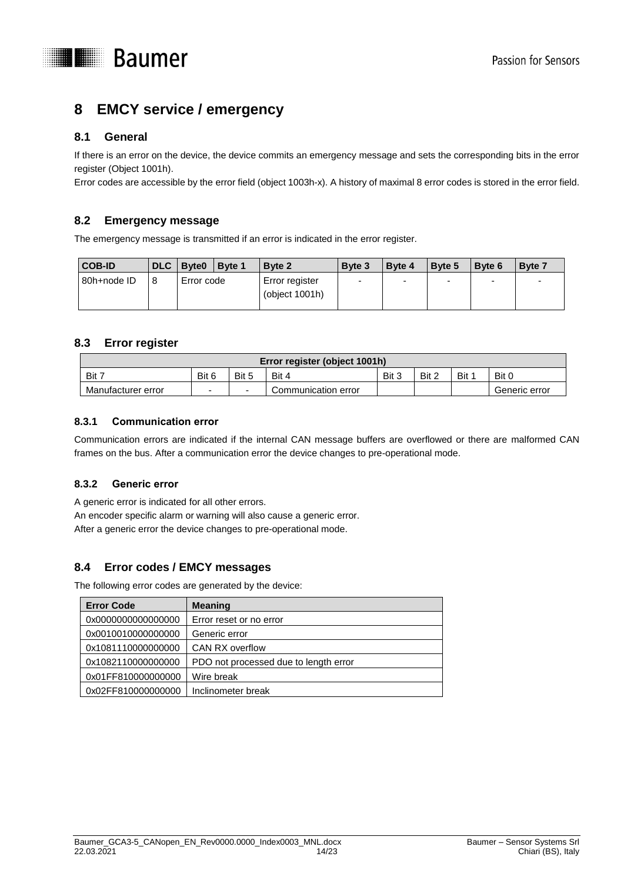# 8 EMCY service / emergency

## 8.1 General

If there is an error on the device, the device commits an emergency message and sets the corresponding bits in the error register (Object 1001h).

Error codes are accessible by the error field (object 1003h-x). A history of maximal 8 error codes is stored in the error field.

## 8.2 Emergency message

The emergency message is transmitted if an error is indicated in the error register.

| COB-ID | DLC | Byte0 | Byte 1 | Byte 2 | Byte 3 | Byte 4 | Byte 5 | Byte 6 | Byte 7 |
|---|---|---|---|---|---|---|---|---|---|
| 80h+node ID | 8 | Error code | | Error register (object 1001h) | - | - | - | - | - |

## 8.3 Error register

| Error register (object 1001h) | | | | | | | |
|---|---|---|---|---|---|---|---|
| Bit 7 | Bit 6 | Bit 5 | Bit 4 | Bit 3 | Bit 2 | Bit 1 | Bit 0 |
| Manufacturer error | - | - | Communication error | | | | Generic error |

### 8.3.1 Communication error

Communication errors are indicated if the internal CAN message buffers are overflowed or there are malformed CAN frames on the bus. After a communication error the device changes to pre-operational mode.

### 8.3.2 Generic error

A generic error is indicated for all other errors.
An encoder specific alarm or warning will also cause a generic error.
After a generic error the device changes to pre-operational mode.

## 8.4 Error codes / EMCY messages

The following error codes are generated by the device:

| Error Code | Meaning |
|---|---|
| 0x0000000000000000 | Error reset or no error |
| 0x0010010000000000 | Generic error |
| 0x1081110000000000 | CAN RX overflow |
| 0x1082110000000000 | PDO not processed due to length error |
| 0x01FF810000000000 | Wire break |
| 0x02FF810000000000 | Inclinometer break |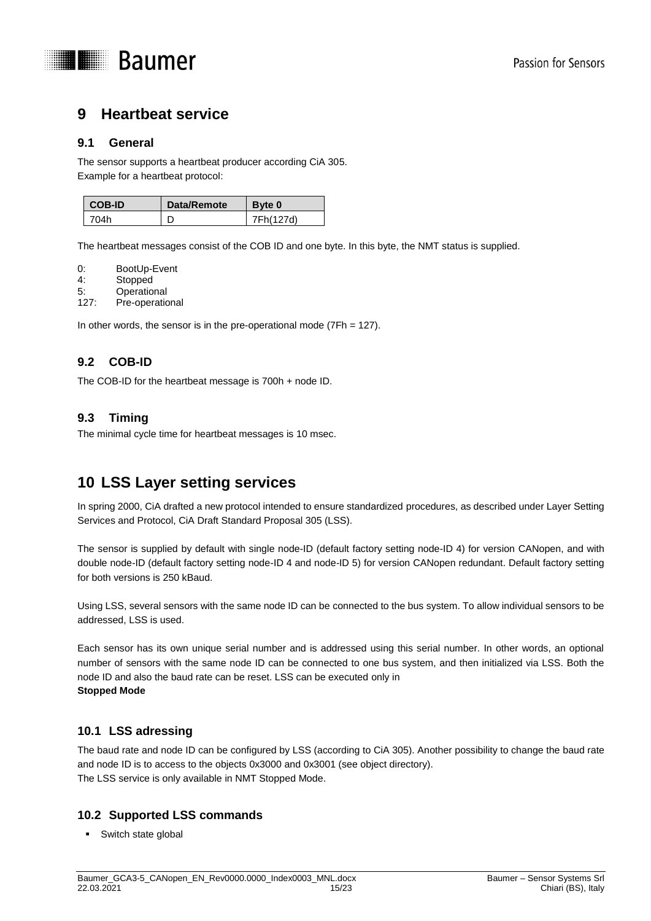// Heartbeat service

# 9 Heartbeat service

## 9.1 General

The sensor supports a heartbeat producer according CiA 305.
Example for a heartbeat protocol:

| COB-ID | Data/Remote | Byte 0 |
|---|---|---|
| 704h | D | 7Fh(127d) |

The heartbeat messages consist of the COB ID and one byte. In this byte, the NMT status is supplied.

0: BootUp-Event
4: Stopped
5: Operational
127: Pre-operational

In other words, the sensor is in the pre-operational mode (7Fh = 127).

## 9.2 COB-ID

The COB-ID for the heartbeat message is 700h + node ID.

## 9.3 Timing

The minimal cycle time for heartbeat messages is 10 msec.

# 10 LSS Layer setting services

In spring 2000, CiA drafted a new protocol intended to ensure standardized procedures, as described under Layer Setting Services and Protocol, CiA Draft Standard Proposal 305 (LSS).

The sensor is supplied by default with single node-ID (default factory setting node-ID 4) for version CANopen, and with double node-ID (default factory setting node-ID 4 and node-ID 5) for version CANopen redundant. Default factory setting for both versions is 250 kBaud.

Using LSS, several sensors with the same node ID can be connected to the bus system. To allow individual sensors to be addressed, LSS is used.

Each sensor has its own unique serial number and is addressed using this serial number. In other words, an optional number of sensors with the same node ID can be connected to one bus system, and then initialized via LSS. Both the node ID and also the baud rate can be reset. LSS can be executed only in
**Stopped Mode**

## 10.1 LSS adressing

The baud rate and node ID can be configured by LSS (according to CiA 305). Another possibility to change the baud rate and node ID is to access to the objects 0x3000 and 0x3001 (see object directory).
The LSS service is only available in NMT Stopped Mode.

## 10.2 Supported LSS commands

- Switch state global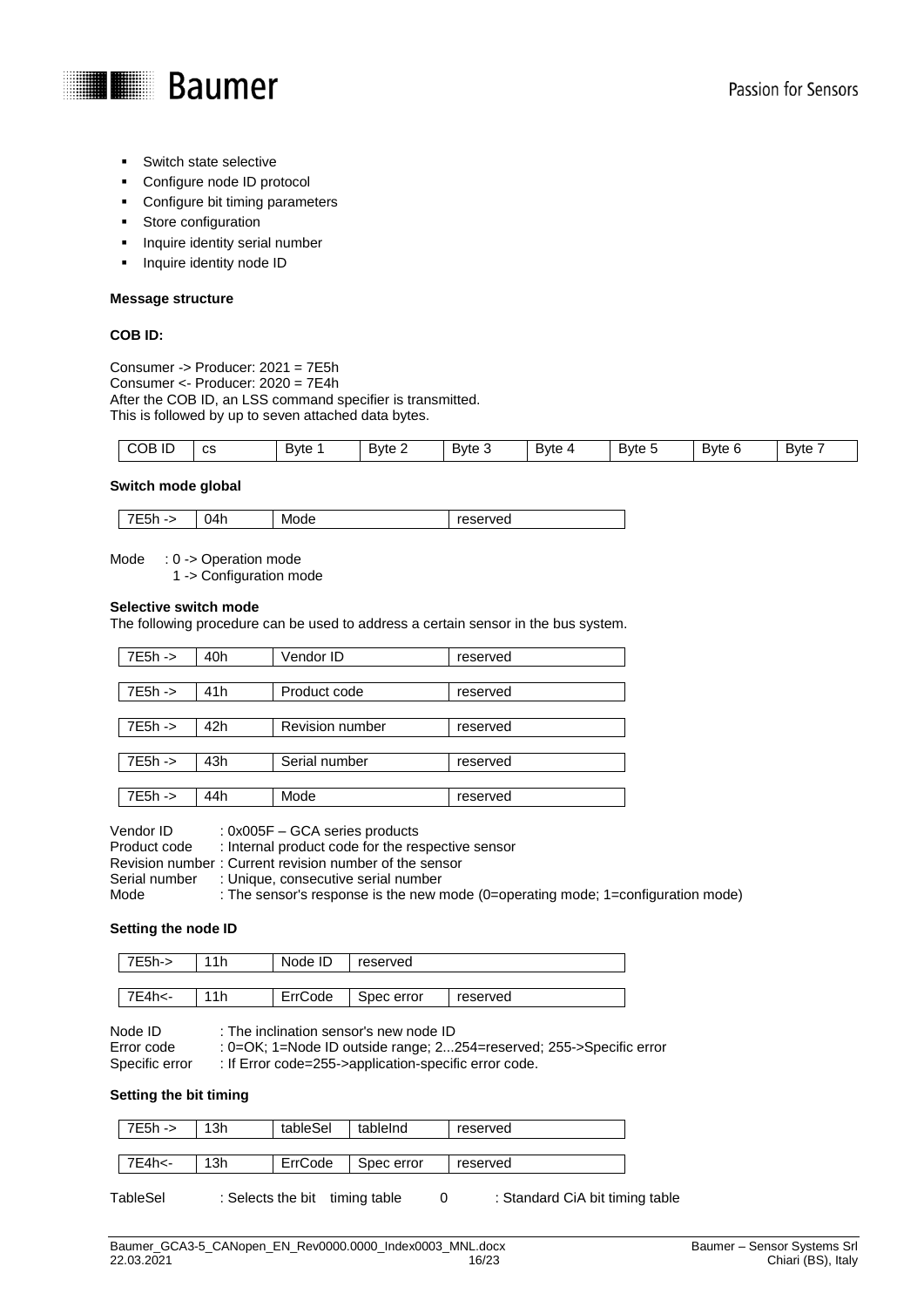- Switch state selective
- Configure node ID protocol
- Configure bit timing parameters
- Store configuration
- Inquire identity serial number
- Inquire identity node ID

**Message structure**

**COB ID:**

Consumer -> Producer: 2021 = 7E5h
Consumer <- Producer: 2020 = 7E4h
After the COB ID, an LSS command specifier is transmitted.
This is followed by up to seven attached data bytes.

| COB ID | cs | Byte 1 | Byte 2 | Byte 3 | Byte 4 | Byte 5 | Byte 6 | Byte 7 |
|---|---|---|---|---|---|---|---|---|

**Switch mode global**

| 7E5h -> | 04h | Mode | reserved |
|---|---|---|---|

Mode : 0 -> Operation mode
1 -> Configuration mode

**Selective switch mode**
The following procedure can be used to address a certain sensor in the bus system.

| 7E5h -> | 40h | Vendor ID | reserved |
|---|---|---|---|

| 7E5h -> | 41h | Product code | reserved |
|---|---|---|---|

| 7E5h -> | 42h | Revision number | reserved |
|---|---|---|---|

| 7E5h -> | 43h | Serial number | reserved |
|---|---|---|---|

| 7E5h -> | 44h | Mode | reserved |
|---|---|---|---|

Vendor ID : 0x005F – GCA series products
Product code : Internal product code for the respective sensor
Revision number : Current revision number of the sensor
Serial number : Unique, consecutive serial number
Mode : The sensor's response is the new mode (0=operating mode; 1=configuration mode)

**Setting the node ID**

| 7E5h-> | 11h | Node ID | reserved | |
|---|---|---|---|---|

| 7E4h<- | 11h | ErrCode | Spec error | reserved |
|---|---|---|---|---|

Node ID : The inclination sensor's new node ID
Error code : 0=OK; 1=Node ID outside range; 2...254=reserved; 255->Specific error
Specific error : If Error code=255->application-specific error code.

**Setting the bit timing**

| 7E5h -> | 13h | tableSel | tableInd | reserved |
|---|---|---|---|---|

| 7E4h<- | 13h | ErrCode | Spec error | reserved |
|---|---|---|---|---|

TableSel : Selects the bit timing table 0 : Standard CiA bit timing table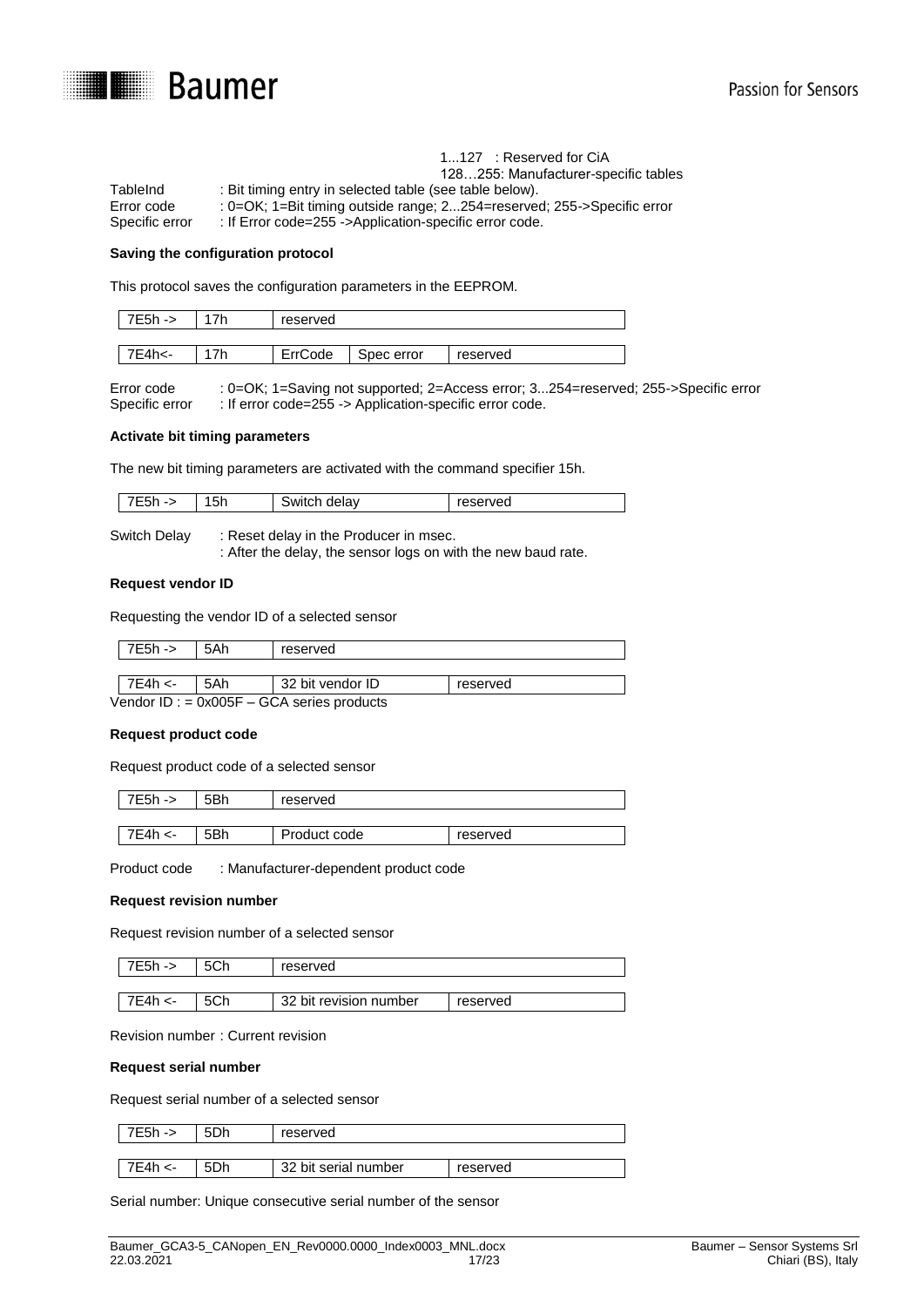1...127 : Reserved for CiA
128…255: Manufacturer-specific tables

TableInd : Bit timing entry in selected table (see table below).
Error code : 0=OK; 1=Bit timing outside range; 2...254=reserved; 255->Specific error
Specific error : If Error code=255 ->Application-specific error code.

**Saving the configuration protocol**

This protocol saves the configuration parameters in the EEPROM.

| 7E5h -> | 17h | reserved | | |
|---|---|---|---|---|

| 7E4h<- | 17h | ErrCode | Spec error | reserved |
|---|---|---|---|---|

Error code : 0=OK; 1=Saving not supported; 2=Access error; 3...254=reserved; 255->Specific error
Specific error : If error code=255 -> Application-specific error code.

**Activate bit timing parameters**

The new bit timing parameters are activated with the command specifier 15h.

| 7E5h -> | 15h | Switch delay | reserved |
|---|---|---|---|

Switch Delay : Reset delay in the Producer in msec.
: After the delay, the sensor logs on with the new baud rate.

**Request vendor ID**

Requesting the vendor ID of a selected sensor

| 7E5h -> | 5Ah | reserved | |
|---|---|---|---|

| 7E4h <- | 5Ah | 32 bit vendor ID | reserved |
|---|---|---|---|

Vendor ID : = 0x005F – GCA series products

**Request product code**

Request product code of a selected sensor

| 7E5h -> | 5Bh | reserved | |
|---|---|---|---|

| 7E4h <- | 5Bh | Product code | reserved |
|---|---|---|---|

Product code : Manufacturer-dependent product code

**Request revision number**

Request revision number of a selected sensor

| 7E5h -> | 5Ch | reserved | |
|---|---|---|---|

| 7E4h <- | 5Ch | 32 bit revision number | reserved |
|---|---|---|---|

Revision number : Current revision

**Request serial number**

Request serial number of a selected sensor

| 7E5h -> | 5Dh | reserved | |
|---|---|---|---|

| 7E4h <- | 5Dh | 32 bit serial number | reserved |
|---|---|---|---|

Serial number: Unique consecutive serial number of the sensor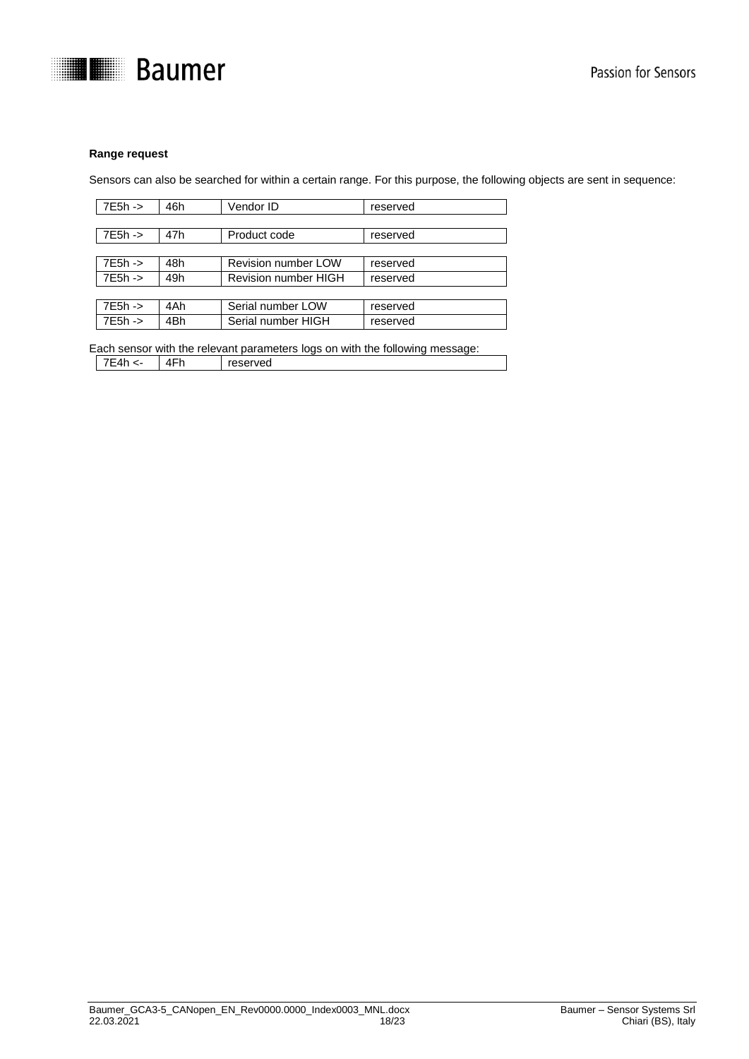**Range request**

Sensors can also be searched for within a certain range. For this purpose, the following objects are sent in sequence:

| | | | |
|---|---|---|---|
| 7E5h -> | 46h | Vendor ID | reserved |

| | | | |
|---|---|---|---|
| 7E5h -> | 47h | Product code | reserved |

| | | | |
|---|---|---|---|
| 7E5h -> | 48h | Revision number LOW | reserved |
| 7E5h -> | 49h | Revision number HIGH | reserved |

| | | | |
|---|---|---|---|
| 7E5h -> | 4Ah | Serial number LOW | reserved |
| 7E5h -> | 4Bh | Serial number HIGH | reserved |

Each sensor with the relevant parameters logs on with the following message:

| | | |
|---|---|---|
| 7E4h <- | 4Fh | reserved |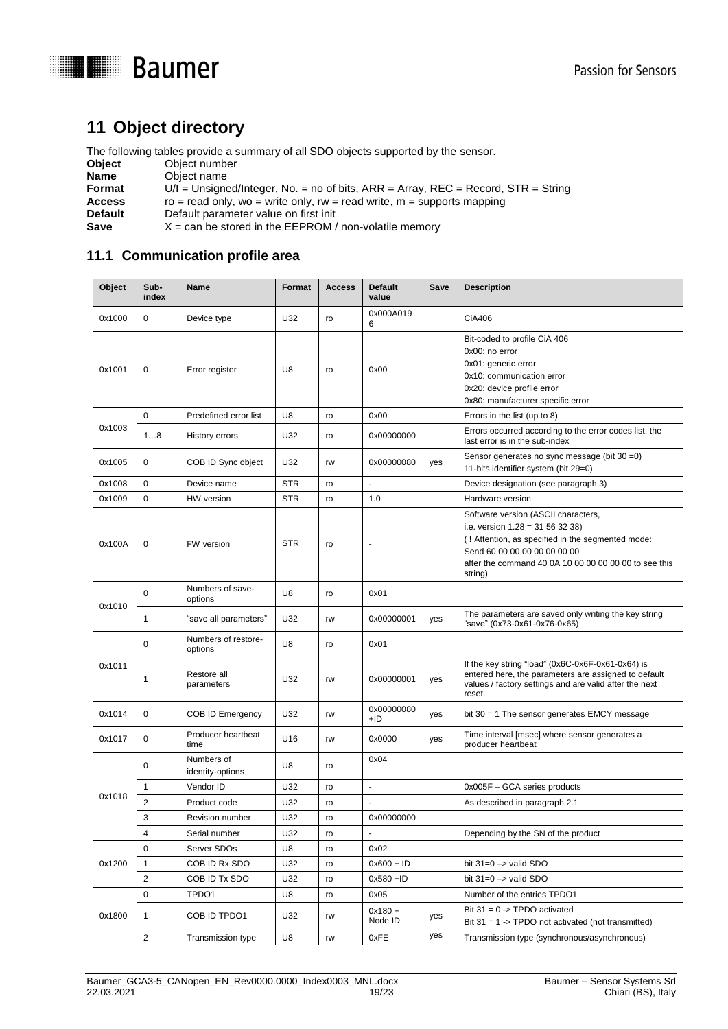# 11 Object directory

The following tables provide a summary of all SDO objects supported by the sensor.

**Object** Object number
**Name** Object name
**Format** U/I = Unsigned/Integer, No. = no of bits, ARR = Array, REC = Record, STR = String
**Access** ro = read only, wo = write only, rw = read write, m = supports mapping
**Default** Default parameter value on first init
**Save** X = can be stored in the EEPROM / non-volatile memory

## 11.1 Communication profile area

| Object | Sub-index | Name | Format | Access | Default value | Save | Description |
|---|---|---|---|---|---|---|---|
| 0x1000 | 0 | Device type | U32 | ro | 0x000A0196 | | CiA406 |
| 0x1001 | 0 | Error register | U8 | ro | 0x00 | | Bit-coded to profile CiA 406<br>0x00: no error<br>0x01: generic error<br>0x10: communication error<br>0x20: device profile error<br>0x80: manufacturer specific error |
| 0x1003 | 0 | Predefined error list | U8 | ro | 0x00 | | Errors in the list (up to 8) |
| | 1…8 | History errors | U32 | ro | 0x00000000 | | Errors occurred according to the error codes list, the last error is in the sub-index |
| 0x1005 | 0 | COB ID Sync object | U32 | rw | 0x00000080 | yes | Sensor generates no sync message (bit 30 =0)<br>11-bits identifier system (bit 29=0) |
| 0x1008 | 0 | Device name | STR | ro | - | | Device designation (see paragraph 3) |
| 0x1009 | 0 | HW version | STR | ro | 1.0 | | Hardware version |
| 0x100A | 0 | FW version | STR | ro | - | | Software version (ASCII characters, i.e. version 1.28 = 31 56 32 38)<br>( ! Attention, as specified in the segmented mode: Send 60 00 00 00 00 00 00 00 after the command 40 0A 10 00 00 00 00 00 to see this string) |
| 0x1010 | 0 | Numbers of save-options | U8 | ro | 0x01 | | |
| | 1 | "save all parameters" | U32 | rw | 0x00000001 | yes | The parameters are saved only writing the key string "save" (0x73-0x61-0x76-0x65) |
| 0x1011 | 0 | Numbers of restore-options | U8 | ro | 0x01 | | |
| | 1 | Restore all parameters | U32 | rw | 0x00000001 | yes | If the key string "load" (0x6C-0x6F-0x61-0x64) is entered here, the parameters are assigned to default values / factory settings and are valid after the next reset. |
| 0x1014 | 0 | COB ID Emergency | U32 | rw | 0x00000080 +ID | yes | bit 30 = 1 The sensor generates EMCY message |
| 0x1017 | 0 | Producer heartbeat time | U16 | rw | 0x0000 | yes | Time interval [msec] where sensor generates a producer heartbeat |
| 0x1018 | 0 | Numbers of identity-options | U8 | ro | 0x04 | | |
| | 1 | Vendor ID | U32 | ro | - | | 0x005F – GCA series products |
| | 2 | Product code | U32 | ro | - | | As described in paragraph 2.1 |
| | 3 | Revision number | U32 | ro | 0x00000000 | | |
| | 4 | Serial number | U32 | ro | - | | Depending by the SN of the product |
| 0x1200 | 0 | Server SDOs | U8 | ro | 0x02 | | |
| | 1 | COB ID Rx SDO | U32 | ro | 0x600 + ID | | bit 31=0 –> valid SDO |
| | 2 | COB ID Tx SDO | U32 | ro | 0x580 +ID | | bit 31=0 –> valid SDO |
| 0x1800 | 0 | TPDO1 | U8 | ro | 0x05 | | Number of the entries TPDO1 |
| | 1 | COB ID TPDO1 | U32 | rw | 0x180 + Node ID | yes | Bit 31 = 0 -> TPDO activated<br>Bit 31 = 1 -> TPDO not activated (not transmitted) |
| | 2 | Transmission type | U8 | rw | 0xFE | yes | Transmission type (synchronous/asynchronous) |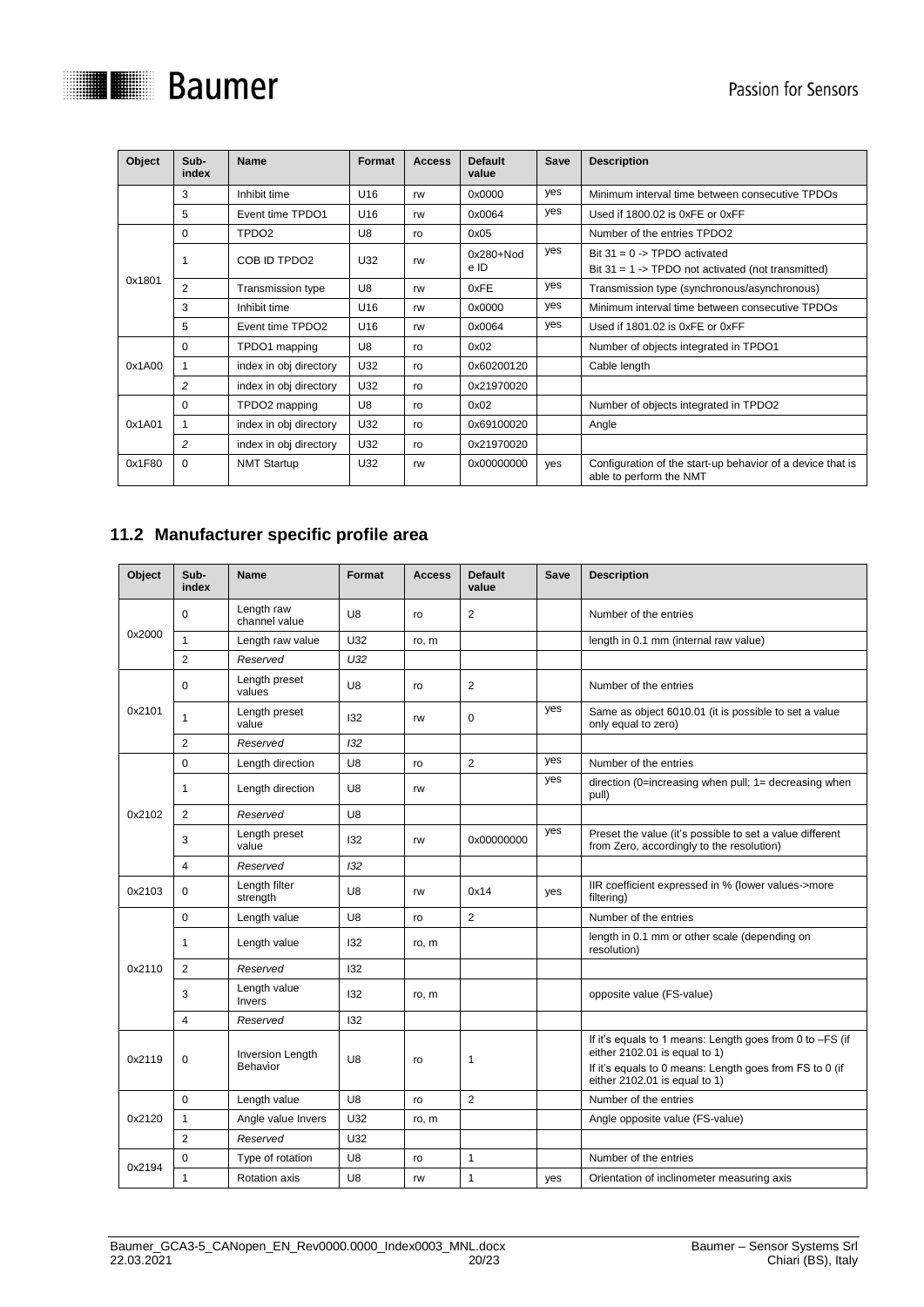| Object | Sub-index | Name | Format | Access | Default value | Save | Description |
|---|---|---|---|---|---|---|---|
| | 3 | Inhibit time | U16 | rw | 0x0000 | yes | Minimum interval time between consecutive TPDOs |
| | 5 | Event time TPDO1 | U16 | rw | 0x0064 | yes | Used if 1800.02 is 0xFE or 0xFF |
| 0x1801 | 0 | TPDO2 | U8 | ro | 0x05 | | Number of the entries TPDO2 |
| | 1 | COB ID TPDO2 | U32 | rw | 0x280+Node ID | yes | Bit 31 = 0 -> TPDO activated<br>Bit 31 = 1 -> TPDO not activated (not transmitted) |
| | 2 | Transmission type | U8 | rw | 0xFE | yes | Transmission type (synchronous/asynchronous) |
| | 3 | Inhibit time | U16 | rw | 0x0000 | yes | Minimum interval time between consecutive TPDOs |
| | 5 | Event time TPDO2 | U16 | rw | 0x0064 | yes | Used if 1801.02 is 0xFE or 0xFF |
| 0x1A00 | 0 | TPDO1 mapping | U8 | ro | 0x02 | | Number of objects integrated in TPDO1 |
| | 1 | index in obj directory | U32 | ro | 0x60200120 | | Cable length |
| | *2* | index in obj directory | U32 | ro | 0x21970020 | | |
| 0x1A01 | 0 | TPDO2 mapping | U8 | ro | 0x02 | | Number of objects integrated in TPDO2 |
| | 1 | index in obj directory | U32 | ro | 0x69100020 | | Angle |
| | *2* | index in obj directory | U32 | ro | 0x21970020 | | |
| 0x1F80 | 0 | NMT Startup | U32 | rw | 0x00000000 | yes | Configuration of the start-up behavior of a device that is able to perform the NMT |

## 11.2 Manufacturer specific profile area

| Object | Sub-index | Name | Format | Access | Default value | Save | Description |
|---|---|---|---|---|---|---|---|
| 0x2000 | 0 | Length raw channel value | U8 | ro | 2 | | Number of the entries |
| | 1 | Length raw value | U32 | ro, m | | | length in 0.1 mm (internal raw value) |
| | 2 | *Reserved* | *U32* | | | | |
| 0x2101 | 0 | Length preset values | U8 | ro | 2 | | Number of the entries |
| | 1 | Length preset value | I32 | rw | 0 | yes | Same as object 6010.01 (it is possible to set a value only equal to zero) |
| | 2 | *Reserved* | *I32* | | | | |
| 0x2102 | 0 | Length direction | U8 | ro | 2 | yes | Number of the entries |
| | 1 | Length direction | U8 | rw | | yes | direction (0=increasing when pull; 1= decreasing when pull) |
| | 2 | *Reserved* | U8 | | | | |
| | 3 | Length preset value | I32 | rw | 0x00000000 | yes | Preset the value (it's possible to set a value different from Zero, accordingly to the resolution) |
| | 4 | *Reserved* | *I32* | | | | |
| 0x2103 | 0 | Length filter strength | U8 | rw | 0x14 | yes | IIR coefficient expressed in % (lower values->more filtering) |
| 0x2110 | 0 | Length value | U8 | ro | 2 | | Number of the entries |
| | 1 | Length value | I32 | ro, m | | | length in 0.1 mm or other scale (depending on resolution) |
| | 2 | *Reserved* | I32 | | | | |
| | 3 | Length value Invers | I32 | ro, m | | | opposite value (FS-value) |
| | 4 | *Reserved* | I32 | | | | |
| 0x2119 | 0 | Inversion Length Behavior | U8 | ro | 1 | | If it's equals to 1 means: Length goes from 0 to –FS (if either 2102.01 is equal to 1)<br>If it's equals to 0 means: Length goes from FS to 0 (if either 2102.01 is equal to 1) |
| 0x2120 | 0 | Length value | U8 | ro | 2 | | Number of the entries |
| | 1 | Angle value Invers | U32 | ro, m | | | Angle opposite value (FS-value) |
| | 2 | *Reserved* | U32 | | | | |
| 0x2194 | 0 | Type of rotation | U8 | ro | 1 | | Number of the entries |
| | 1 | Rotation axis | U8 | rw | 1 | yes | Orientation of inclinometer measuring axis |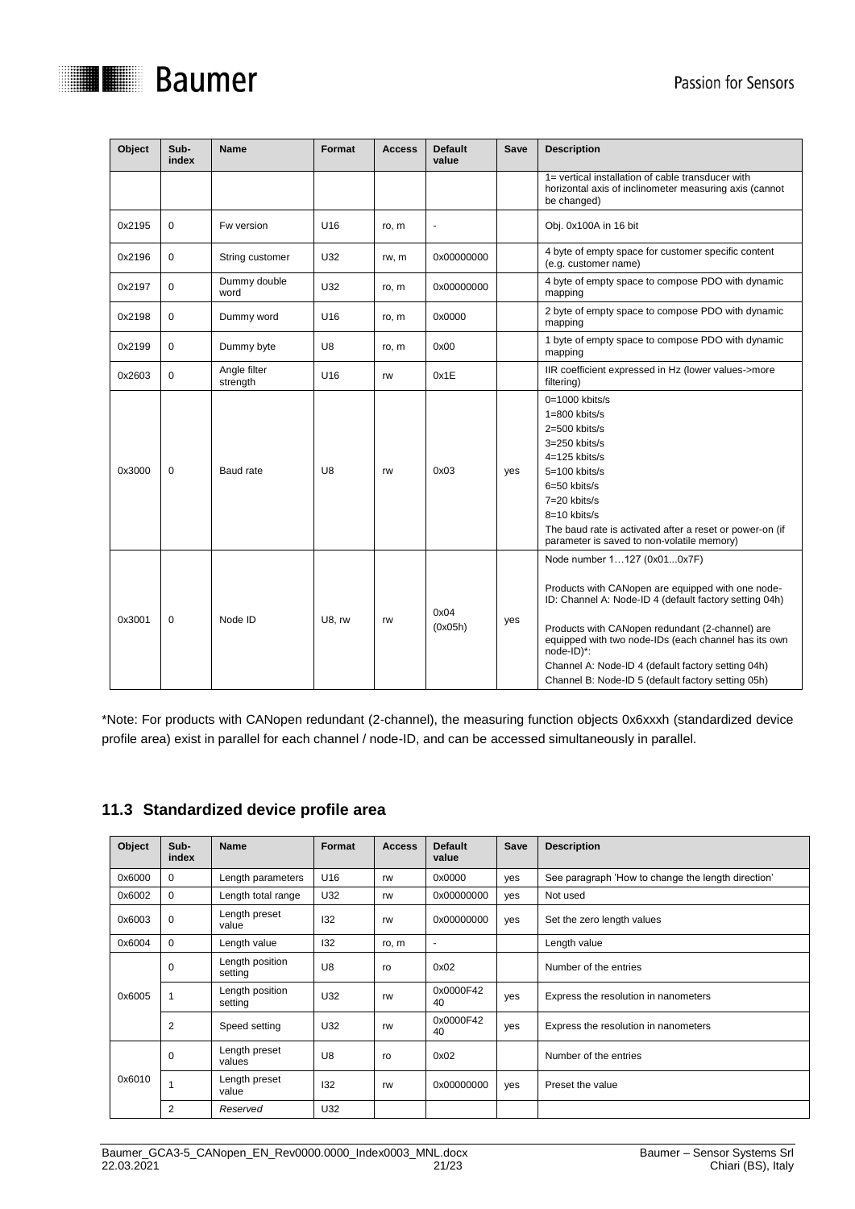| Object | Sub-index | Name | Format | Access | Default value | Save | Description |
|---|---|---|---|---|---|---|---|
| | | | | | | | 1= vertical installation of cable transducer with horizontal axis of inclinometer measuring axis (cannot be changed) |
| 0x2195 | 0 | Fw version | U16 | ro, m | - | | Obj. 0x100A in 16 bit |
| 0x2196 | 0 | String customer | U32 | rw, m | 0x00000000 | | 4 byte of empty space for customer specific content (e.g. customer name) |
| 0x2197 | 0 | Dummy double word | U32 | ro, m | 0x00000000 | | 4 byte of empty space to compose PDO with dynamic mapping |
| 0x2198 | 0 | Dummy word | U16 | ro, m | 0x0000 | | 2 byte of empty space to compose PDO with dynamic mapping |
| 0x2199 | 0 | Dummy byte | U8 | ro, m | 0x00 | | 1 byte of empty space to compose PDO with dynamic mapping |
| 0x2603 | 0 | Angle filter strength | U16 | rw | 0x1E | | IIR coefficient expressed in Hz (lower values->more filtering) |
| 0x3000 | 0 | Baud rate | U8 | rw | 0x03 | yes | 0=1000 kbits/s<br>1=800 kbits/s<br>2=500 kbits/s<br>3=250 kbits/s<br>4=125 kbits/s<br>5=100 kbits/s<br>6=50 kbits/s<br>7=20 kbits/s<br>8=10 kbits/s<br>The baud rate is activated after a reset or power-on (if parameter is saved to non-volatile memory) |
| 0x3001 | 0 | Node ID | U8, rw | rw | 0x04 (0x05h) | yes | Node number 1…127 (0x01...0x7F)<br><br>Products with CANopen are equipped with one node-ID: Channel A: Node-ID 4 (default factory setting 04h)<br><br>Products with CANopen redundant (2-channel) are equipped with two node-IDs (each channel has its own node-ID)*:<br>Channel A: Node-ID 4 (default factory setting 04h)<br>Channel B: Node-ID 5 (default factory setting 05h) |

*Note: For products with CANopen redundant (2-channel), the measuring function objects 0x6xxxh (standardized device profile area) exist in parallel for each channel / node-ID, and can be accessed simultaneously in parallel.

## 11.3 Standardized device profile area

| Object | Sub-index | Name | Format | Access | Default value | Save | Description |
|---|---|---|---|---|---|---|---|
| 0x6000 | 0 | Length parameters | U16 | rw | 0x0000 | yes | See paragraph 'How to change the length direction' |
| 0x6002 | 0 | Length total range | U32 | rw | 0x00000000 | yes | Not used |
| 0x6003 | 0 | Length preset value | I32 | rw | 0x00000000 | yes | Set the zero length values |
| 0x6004 | 0 | Length value | I32 | ro, m | - | | Length value |
| 0x6005 | 0 | Length position setting | U8 | ro | 0x02 | | Number of the entries |
| | 1 | Length position setting | U32 | rw | 0x0000F4240 | yes | Express the resolution in nanometers |
| | 2 | Speed setting | U32 | rw | 0x0000F4240 | yes | Express the resolution in nanometers |
| 0x6010 | 0 | Length preset values | U8 | ro | 0x02 | | Number of the entries |
| | 1 | Length preset value | I32 | rw | 0x00000000 | yes | Preset the value |
| | 2 | *Reserved* | U32 | | | | |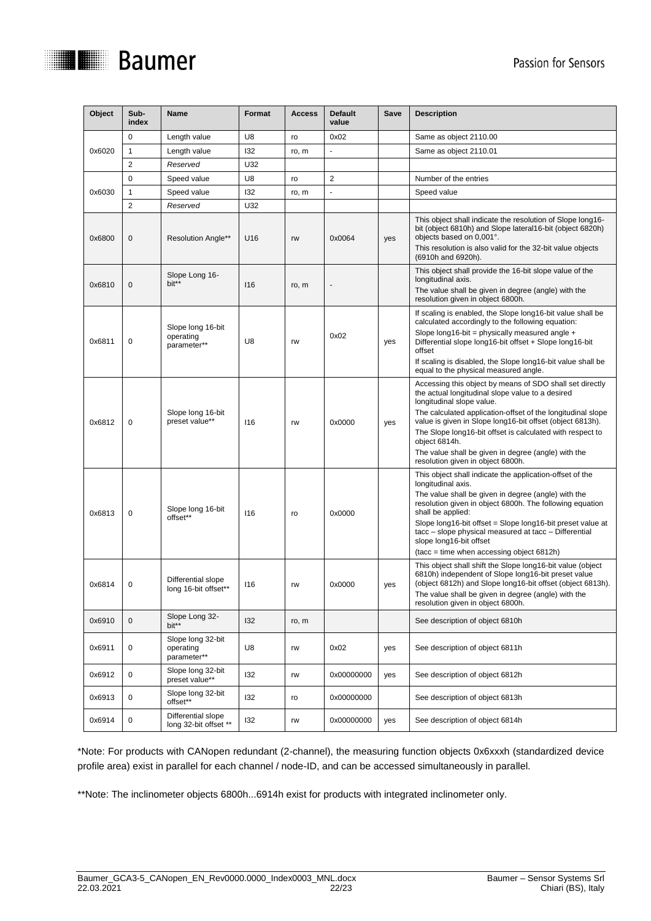| Object | Sub-index | Name | Format | Access | Default value | Save | Description |
|---|---|---|---|---|---|---|---|
| 0x6020 | 0 | Length value | U8 | ro | 0x02 | | Same as object 2110.00 |
| | 1 | Length value | I32 | ro, m | - | | Same as object 2110.01 |
| | 2 | *Reserved* | U32 | | | | |
| 0x6030 | 0 | Speed value | U8 | ro | 2 | | Number of the entries |
| | 1 | Speed value | I32 | ro, m | - | | Speed value |
| | 2 | *Reserved* | U32 | | | | |
| 0x6800 | 0 | Resolution Angle** | U16 | rw | 0x0064 | yes | This object shall indicate the resolution of Slope long16-bit (object 6810h) and Slope lateral16-bit (object 6820h) objects based on 0,001°.<br>This resolution is also valid for the 32-bit value objects (6910h and 6920h). |
| 0x6810 | 0 | Slope Long 16-bit** | I16 | ro, m | - | | This object shall provide the 16-bit slope value of the longitudinal axis.<br>The value shall be given in degree (angle) with the resolution given in object 6800h. |
| 0x6811 | 0 | Slope long 16-bit operating parameter** | U8 | rw | 0x02 | yes | If scaling is enabled, the Slope long16-bit value shall be calculated accordingly to the following equation:<br>Slope long16-bit = physically measured angle + Differential slope long16-bit offset + Slope long16-bit offset<br>If scaling is disabled, the Slope long16-bit value shall be equal to the physical measured angle. |
| 0x6812 | 0 | Slope long 16-bit preset value** | I16 | rw | 0x0000 | yes | Accessing this object by means of SDO shall set directly the actual longitudinal slope value to a desired longitudinal slope value.<br>The calculated application-offset of the longitudinal slope value is given in Slope long16-bit offset (object 6813h).<br>The Slope long16-bit offset is calculated with respect to object 6814h.<br>The value shall be given in degree (angle) with the resolution given in object 6800h. |
| 0x6813 | 0 | Slope long 16-bit offset** | I16 | ro | 0x0000 | | This object shall indicate the application-offset of the longitudinal axis.<br>The value shall be given in degree (angle) with the resolution given in object 6800h. The following equation shall be applied:<br>Slope long16-bit offset = Slope long16-bit preset value at tacc – slope physical measured at tacc – Differential slope long16-bit offset<br>(tacc = time when accessing object 6812h) |
| 0x6814 | 0 | Differential slope long 16-bit offset** | I16 | rw | 0x0000 | yes | This object shall shift the Slope long16-bit value (object 6810h) independent of Slope long16-bit preset value (object 6812h) and Slope long16-bit offset (object 6813h).<br>The value shall be given in degree (angle) with the resolution given in object 6800h. |
| 0x6910 | 0 | Slope Long 32-bit** | I32 | ro, m | | | See description of object 6810h |
| 0x6911 | 0 | Slope long 32-bit operating parameter** | U8 | rw | 0x02 | yes | See description of object 6811h |
| 0x6912 | 0 | Slope long 32-bit preset value** | I32 | rw | 0x00000000 | yes | See description of object 6812h |
| 0x6913 | 0 | Slope long 32-bit offset** | I32 | ro | 0x00000000 | | See description of object 6813h |
| 0x6914 | 0 | Differential slope long 32-bit offset ** | I32 | rw | 0x00000000 | yes | See description of object 6814h |

*Note: For products with CANopen redundant (2-channel), the measuring function objects 0x6xxxh (standardized device profile area) exist in parallel for each channel / node-ID, and can be accessed simultaneously in parallel.

**Note: The inclinometer objects 6800h...6914h exist for products with integrated inclinometer only.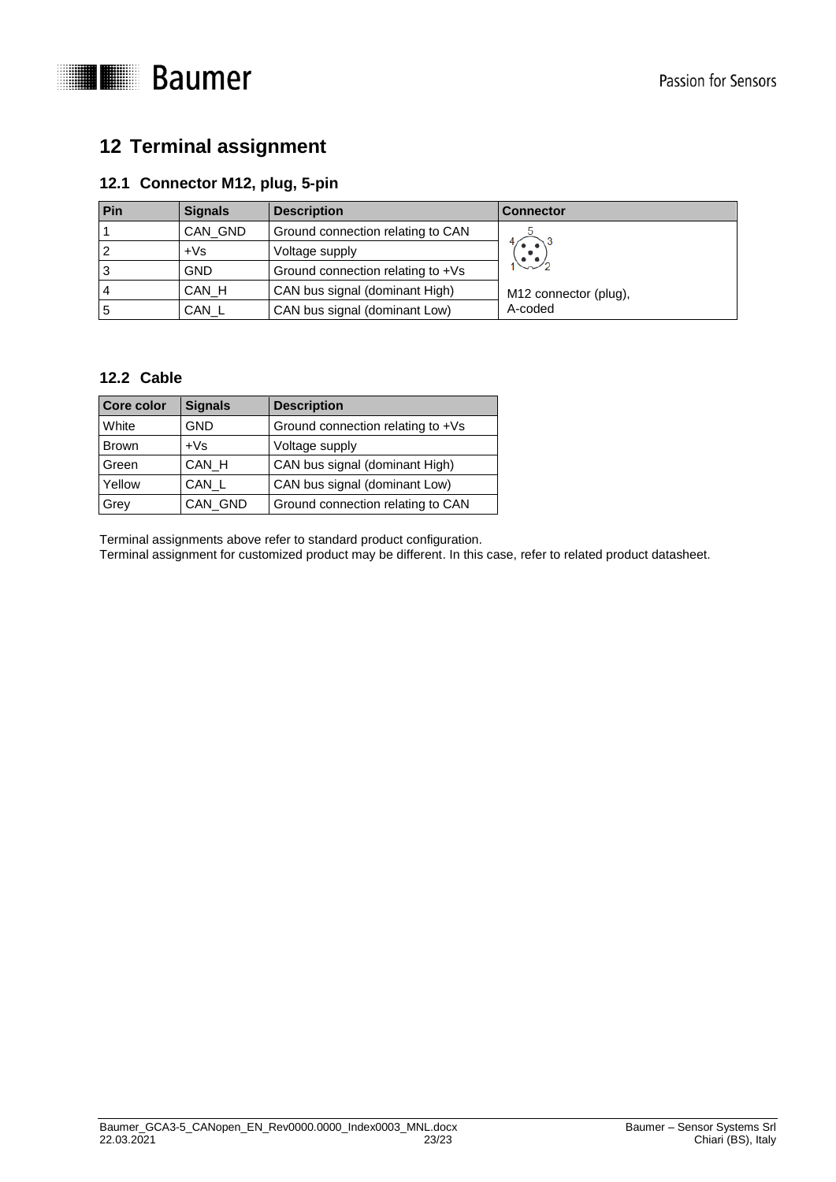# 12 Terminal assignment

## 12.1 Connector M12, plug, 5-pin

| Pin | Signals | Description | Connector |
|---|---|---|---|
| 1 | CAN_GND | Ground connection relating to CAN | M12 connector (plug), A-coded |
| 2 | +Vs | Voltage supply | |
| 3 | GND | Ground connection relating to +Vs | |
| 4 | CAN_H | CAN bus signal (dominant High) | |
| 5 | CAN_L | CAN bus signal (dominant Low) | |

## 12.2 Cable

| Core color | Signals | Description |
|---|---|---|
| White | GND | Ground connection relating to +Vs |
| Brown | +Vs | Voltage supply |
| Green | CAN_H | CAN bus signal (dominant High) |
| Yellow | CAN_L | CAN bus signal (dominant Low) |
| Grey | CAN_GND | Ground connection relating to CAN |

Terminal assignments above refer to standard product configuration.
Terminal assignment for customized product may be different. In this case, refer to related product datasheet.